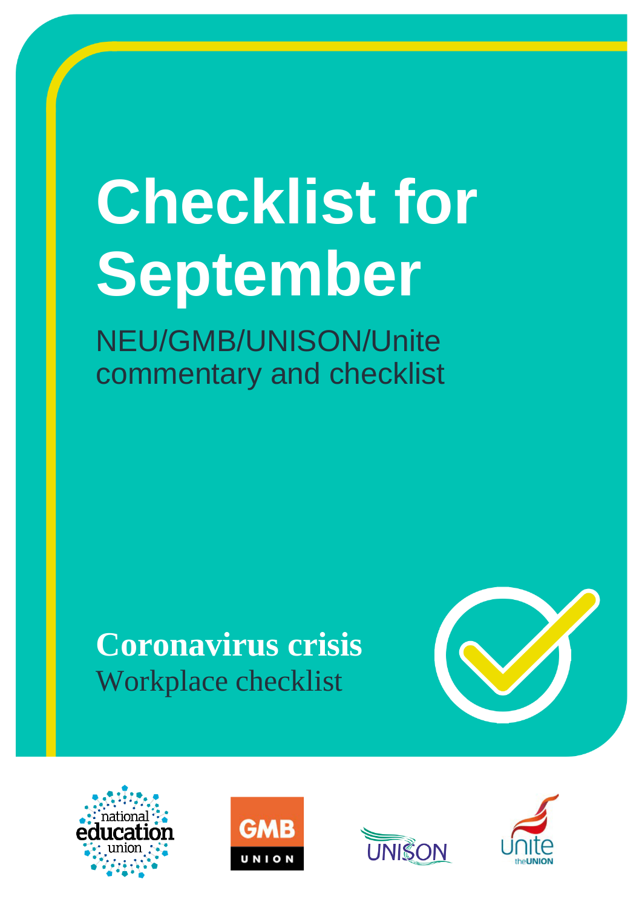# Checklist for September

NEU/GMB/UNISON/Unite commentary and checklist

**Coronavirus crisis**

Workplace checklist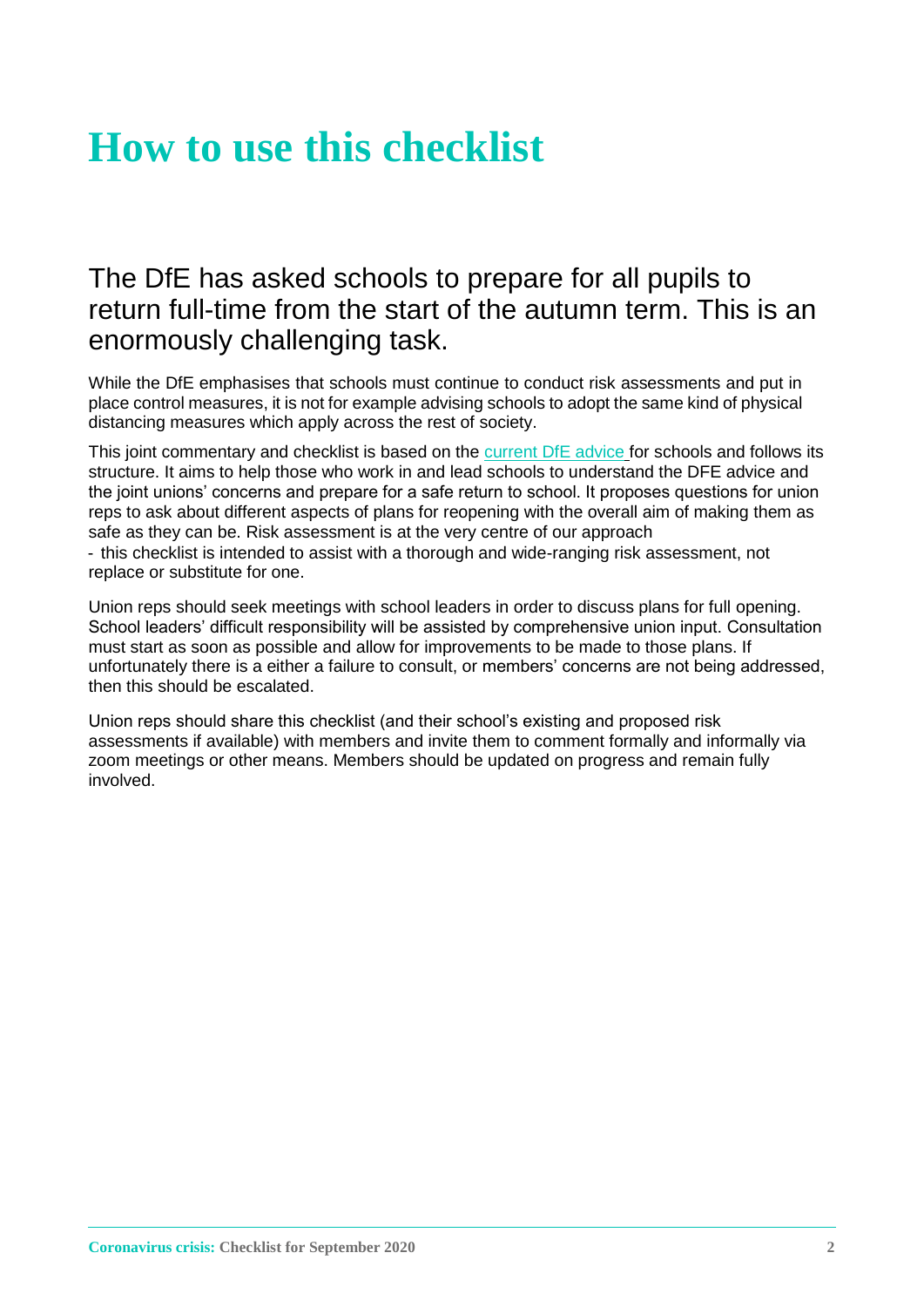# How to use this checklist

## The DfE has asked schools to prepare for all pupils to return full-time from the start of the autumn term. This is an enormously challenging task.

While the DfE emphasises that schools must continue to conduct risk assessments and put in place control measures, it is not for example advising schools to adopt the same kind of physical distancing measures which apply across the rest of society.

This joint commentary and checklist is based on the current DfE advice for schools and follows its structure. It aims to help those who work in and lead schools to understand the DFE advice and the joint unions' concerns and prepare for a safe return to school. It proposes questions for union reps to ask about different aspects of plans for reopening with the overall aim of making them as safe as they can be. Risk assessment is at the very centre of our approach - this checklist is intended to assist with a thorough and wide-ranging risk assessment, not replace or substitute for one.

Union reps should seek meetings with school leaders in order to discuss plans for full opening. School leaders' difficult responsibility will be assisted by comprehensive union input. Consultation must start as soon as possible and allow for improvements to be made to those plans. If unfortunately there is a either a failure to consult, or members' concerns are not being addressed, then this should be escalated.

Union reps should share this checklist (and their school's existing and proposed risk assessments if available) with members and invite them to comment formally and informally via zoom meetings or other means. Members should be updated on progress and remain fully involved.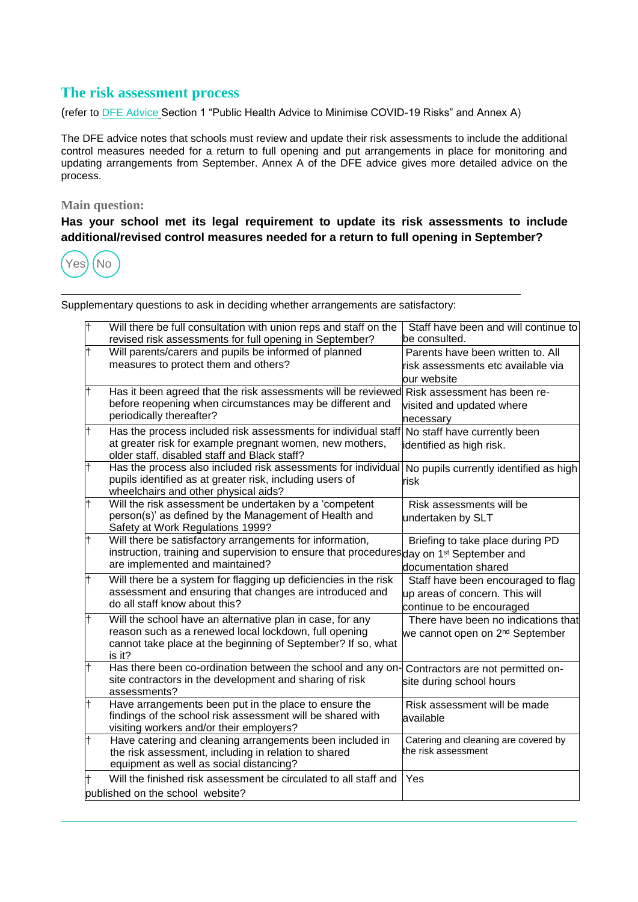## The risk assessment process

(refer to DFE Advice Section 1 "Public Health Advice to Minimise COVID-19 Risks" and Annex A)

The DFE advice notes that schools must review and update their risk assessments to include the additional control measures needed for a return to full opening and put arrangements in place for monitoring and updating arrangements from September. Annex A of the DFE advice gives more detailed advice on the process.

### Main question:

**Has your school met its legal requirement to update its risk assessments to include additional/revised control measures needed for a return to full opening in September?**

Yes No

---

Supplementary questions to ask in deciding whether arrangements are satisfactory:

| | Question | Response |
|---|---|---|
| † | Will there be full consultation with union reps and staff on the revised risk assessments for full opening in September? | Staff have been and will continue to be consulted. |
| † | Will parents/carers and pupils be informed of planned measures to protect them and others? | Parents have been written to. All risk assessments etc available via our website |
| † | Has it been agreed that the risk assessments will be reviewed before reopening when circumstances may be different and periodically thereafter? | Risk assessment has been re-visited and updated where necessary |
| † | Has the process included risk assessments for individual staff at greater risk for example pregnant women, new mothers, older staff, disabled staff and Black staff? | No staff have currently been identified as high risk. |
| † | Has the process also included risk assessments for individual pupils identified as at greater risk, including users of wheelchairs and other physical aids? | No pupils currently identified as high risk |
| † | Will the risk assessment be undertaken by a 'competent person(s)' as defined by the Management of Health and Safety at Work Regulations 1999? | Risk assessments will be undertaken by SLT |
| † | Will there be satisfactory arrangements for information, instruction, training and supervision to ensure that procedures are implemented and maintained? | Briefing to take place during PD day on 1st September and documentation shared |
| † | Will there be a system for flagging up deficiencies in the risk assessment and ensuring that changes are introduced and do all staff know about this? | Staff have been encouraged to flag up areas of concern. This will continue to be encouraged |
| † | Will the school have an alternative plan in case, for any reason such as a renewed local lockdown, full opening cannot take place at the beginning of September? If so, what is it? | There have been no indications that we cannot open on 2nd September |
| † | Has there been co-ordination between the school and any on-site contractors in the development and sharing of risk assessments? | Contractors are not permitted on-site during school hours |
| † | Have arrangements been put in the place to ensure the findings of the school risk assessment will be shared with visiting workers and/or their employers? | Risk assessment will be made available |
| † | Have catering and cleaning arrangements been included in the risk assessment, including in relation to shared equipment as well as social distancing? | Catering and cleaning are covered by the risk assessment |
| † | Will the finished risk assessment be circulated to all staff and published on the school website? | Yes |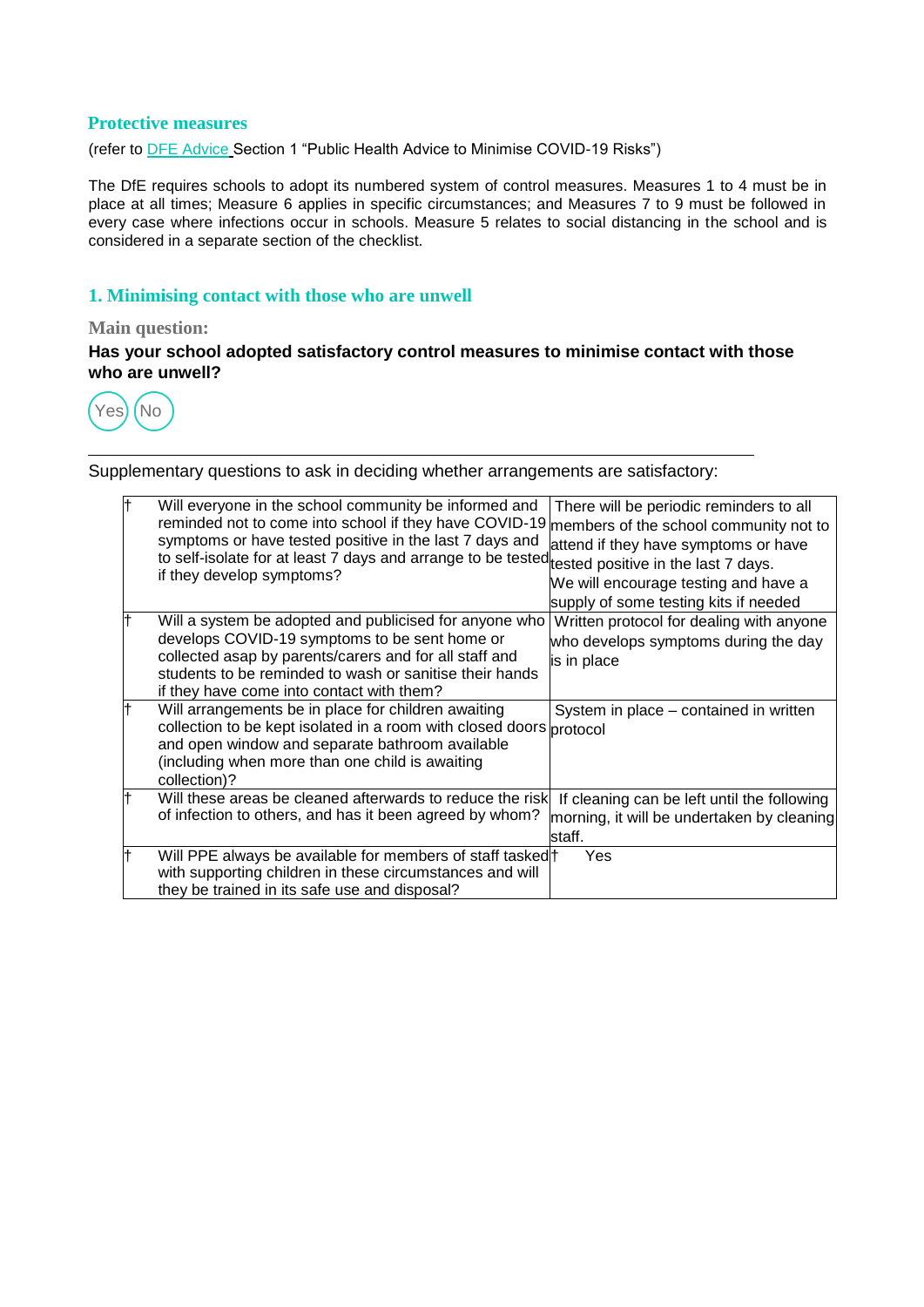## Protective measures

(refer to DFE Advice Section 1 "Public Health Advice to Minimise COVID-19 Risks")

The DfE requires schools to adopt its numbered system of control measures. Measures 1 to 4 must be in place at all times; Measure 6 applies in specific circumstances; and Measures 7 to 9 must be followed in every case where infections occur in schools. Measure 5 relates to social distancing in the school and is considered in a separate section of the checklist.

### 1. Minimising contact with those who are unwell

**Main question:**

**Has your school adopted satisfactory control measures to minimise contact with those who are unwell?**

Yes No

---

Supplementary questions to ask in deciding whether arrangements are satisfactory:

| | | |
|---|---|---|
| † | Will everyone in the school community be informed and reminded not to come into school if they have COVID-19 symptoms or have tested positive in the last 7 days and to self-isolate for at least 7 days and arrange to be tested if they develop symptoms? | There will be periodic reminders to all members of the school community not to attend if they have symptoms or have tested positive in the last 7 days.<br>We will encourage testing and have a supply of some testing kits if needed |
| † | Will a system be adopted and publicised for anyone who develops COVID-19 symptoms to be sent home or collected asap by parents/carers and for all staff and students to be reminded to wash or sanitise their hands if they have come into contact with them? | Written protocol for dealing with anyone who develops symptoms during the day is in place |
| † | Will arrangements be in place for children awaiting collection to be kept isolated in a room with closed doors and open window and separate bathroom available (including when more than one child is awaiting collection)? | System in place – contained in written protocol |
| † | Will these areas be cleaned afterwards to reduce the risk of infection to others, and has it been agreed by whom? | If cleaning can be left until the following morning, it will be undertaken by cleaning staff. |
| † | Will PPE always be available for members of staff tasked with supporting children in these circumstances and will they be trained in its safe use and disposal? | † Yes |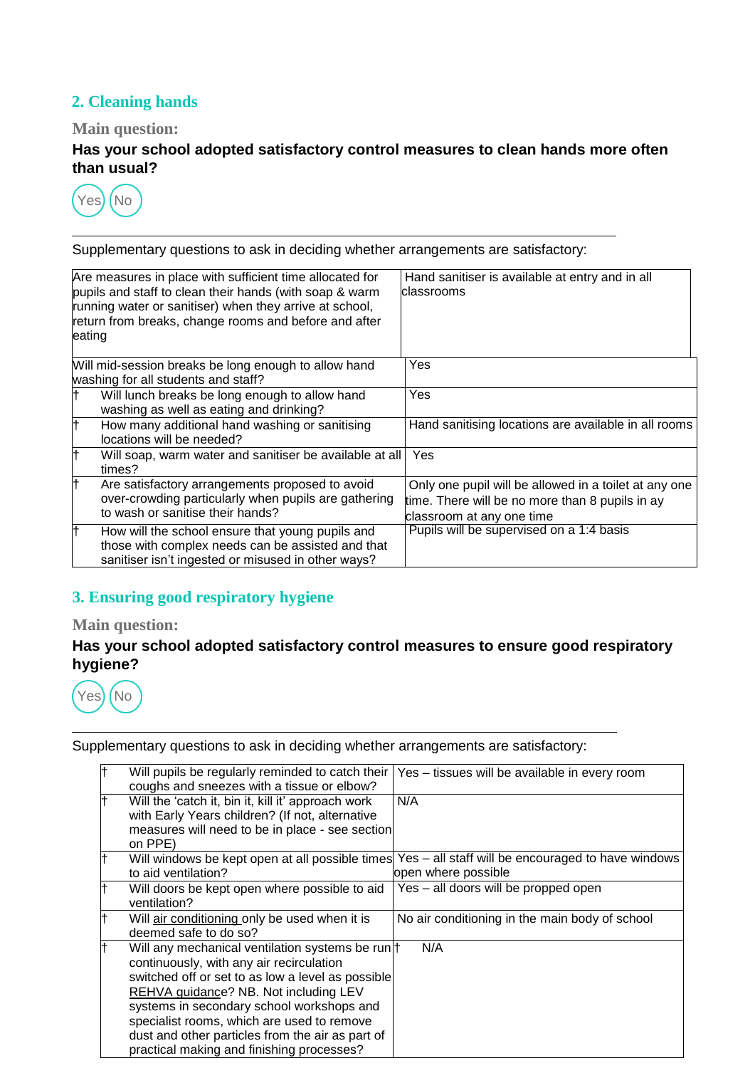## 2. Cleaning hands

**Main question:**

**Has your school adopted satisfactory control measures to clean hands more often than usual?**

Yes No

---

Supplementary questions to ask in deciding whether arrangements are satisfactory:

| Question | Response |
|---|---|
| Are measures in place with sufficient time allocated for pupils and staff to clean their hands (with soap & warm running water or sanitiser) when they arrive at school, return from breaks, change rooms and before and after eating | Hand sanitiser is available at entry and in all classrooms |
| Will mid-session breaks be long enough to allow hand washing for all students and staff? | Yes |
| † Will lunch breaks be long enough to allow hand washing as well as eating and drinking? | Yes |
| † How many additional hand washing or sanitising locations will be needed? | Hand sanitising locations are available in all rooms |
| † Will soap, warm water and sanitiser be available at all times? | Yes |
| † Are satisfactory arrangements proposed to avoid over-crowding particularly when pupils are gathering to wash or sanitise their hands? | Only one pupil will be allowed in a toilet at any one time. There will be no more than 8 pupils in ay classroom at any one time |
| † How will the school ensure that young pupils and those with complex needs can be assisted and that sanitiser isn't ingested or misused in other ways? | Pupils will be supervised on a 1:4 basis |

## 3. Ensuring good respiratory hygiene

**Main question:**

**Has your school adopted satisfactory control measures to ensure good respiratory hygiene?**

Yes No

---

Supplementary questions to ask in deciding whether arrangements are satisfactory:

| Question | Response |
|---|---|
| † Will pupils be regularly reminded to catch their coughs and sneezes with a tissue or elbow? | Yes – tissues will be available in every room |
| † Will the 'catch it, bin it, kill it' approach work with Early Years children? (If not, alternative measures will need to be in place - see section on PPE) | N/A |
| † Will windows be kept open at all possible times to aid ventilation? | Yes – all staff will be encouraged to have windows open where possible |
| † Will doors be kept open where possible to aid ventilation? | Yes – all doors will be propped open |
| † Will air conditioning only be used when it is deemed safe to do so? | No air conditioning in the main body of school |
| † Will any mechanical ventilation systems be run continuously, with any air recirculation switched off or set to as low a level as possible REHVA guidance? NB. Not including LEV systems in secondary school workshops and specialist rooms, which are used to remove dust and other particles from the air as part of practical making and finishing processes? | † N/A |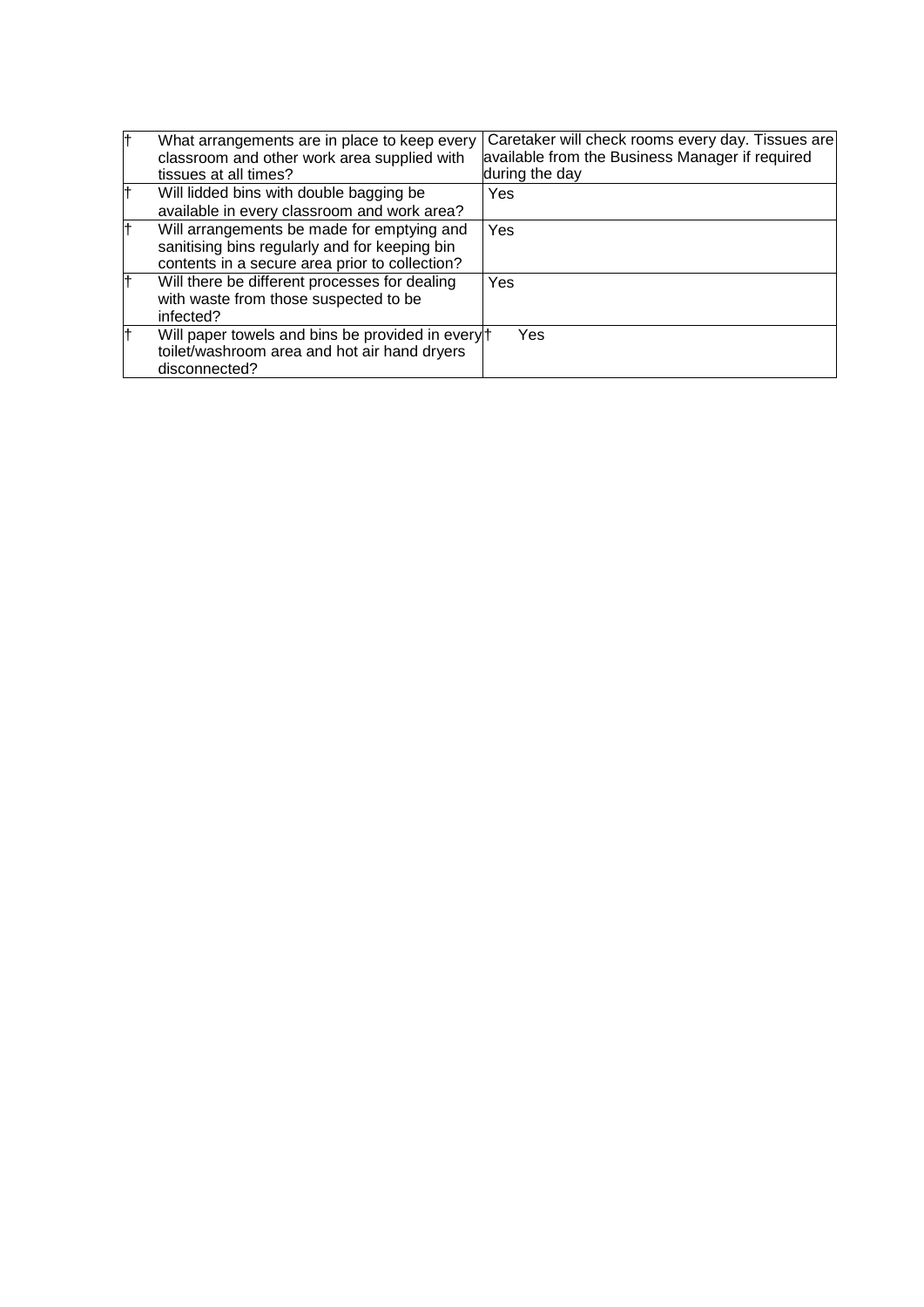| † | What arrangements are in place to keep every classroom and other work area supplied with tissues at all times? | Caretaker will check rooms every day. Tissues are available from the Business Manager if required during the day |
|---|---|---|
| † | Will lidded bins with double bagging be available in every classroom and work area? | Yes |
| † | Will arrangements be made for emptying and sanitising bins regularly and for keeping bin contents in a secure area prior to collection? | Yes |
| † | Will there be different processes for dealing with waste from those suspected to be infected? | Yes |
| † | Will paper towels and bins be provided in every toilet/washroom area and hot air hand dryers disconnected? | † Yes |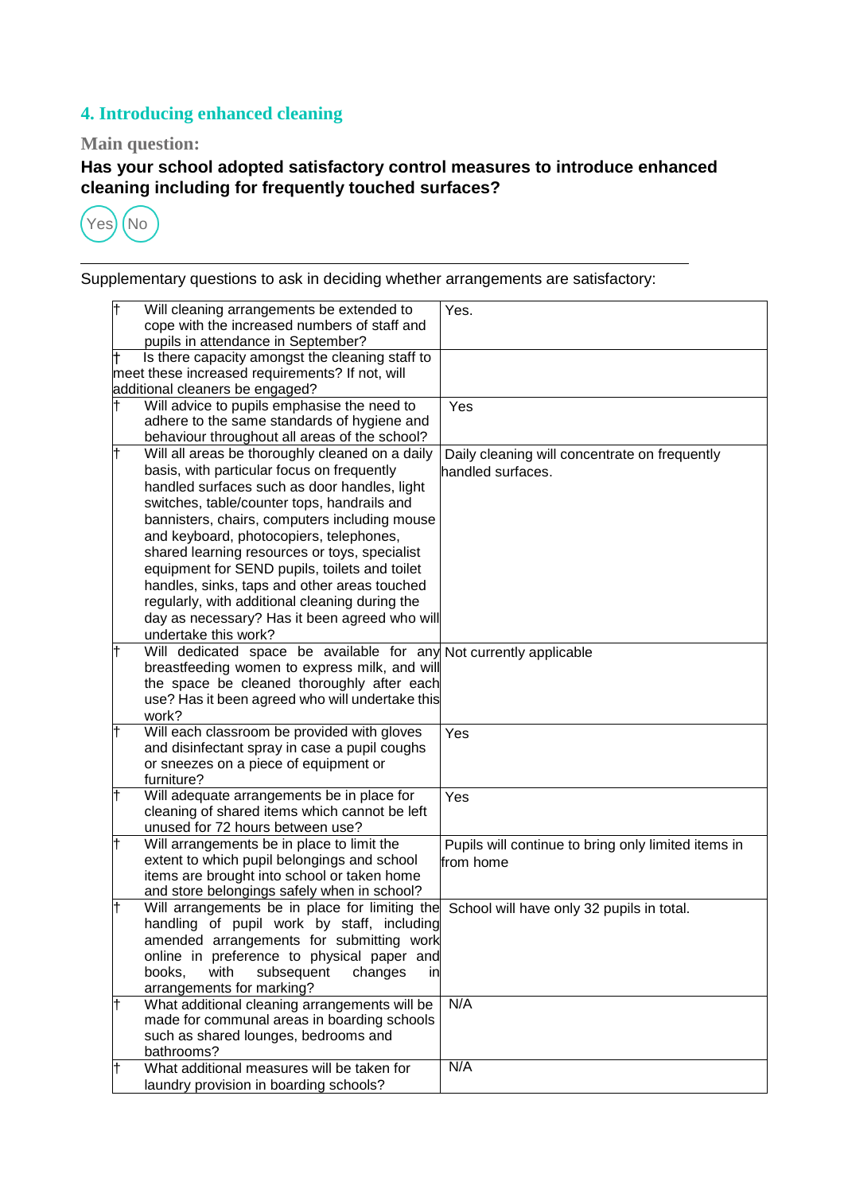## 4. Introducing enhanced cleaning

### Main question:

**Has your school adopted satisfactory control measures to introduce enhanced cleaning including for frequently touched surfaces?**

Yes No

---

Supplementary questions to ask in deciding whether arrangements are satisfactory:

| Question | Response |
|---|---|
| † Will cleaning arrangements be extended to cope with the increased numbers of staff and pupils in attendance in September? | Yes. |
| † Is there capacity amongst the cleaning staff to meet these increased requirements? If not, will additional cleaners be engaged? | |
| † Will advice to pupils emphasise the need to adhere to the same standards of hygiene and behaviour throughout all areas of the school? | Yes |
| † Will all areas be thoroughly cleaned on a daily basis, with particular focus on frequently handled surfaces such as door handles, light switches, table/counter tops, handrails and bannisters, chairs, computers including mouse and keyboard, photocopiers, telephones, shared learning resources or toys, specialist equipment for SEND pupils, toilets and toilet handles, sinks, taps and other areas touched regularly, with additional cleaning during the day as necessary? Has it been agreed who will undertake this work? | Daily cleaning will concentrate on frequently handled surfaces. |
| † Will dedicated space be available for any breastfeeding women to express milk, and will the space be cleaned thoroughly after each use? Has it been agreed who will undertake this work? | Not currently applicable |
| † Will each classroom be provided with gloves and disinfectant spray in case a pupil coughs or sneezes on a piece of equipment or furniture? | Yes |
| † Will adequate arrangements be in place for cleaning of shared items which cannot be left unused for 72 hours between use? | Yes |
| † Will arrangements be in place to limit the extent to which pupil belongings and school items are brought into school or taken home and store belongings safely when in school? | Pupils will continue to bring only limited items in from home |
| † Will arrangements be in place for limiting the handling of pupil work by staff, including amended arrangements for submitting work online in preference to physical paper and books, with subsequent changes in arrangements for marking? | School will have only 32 pupils in total. |
| † What additional cleaning arrangements will be made for communal areas in boarding schools such as shared lounges, bedrooms and bathrooms? | N/A |
| † What additional measures will be taken for laundry provision in boarding schools? | N/A |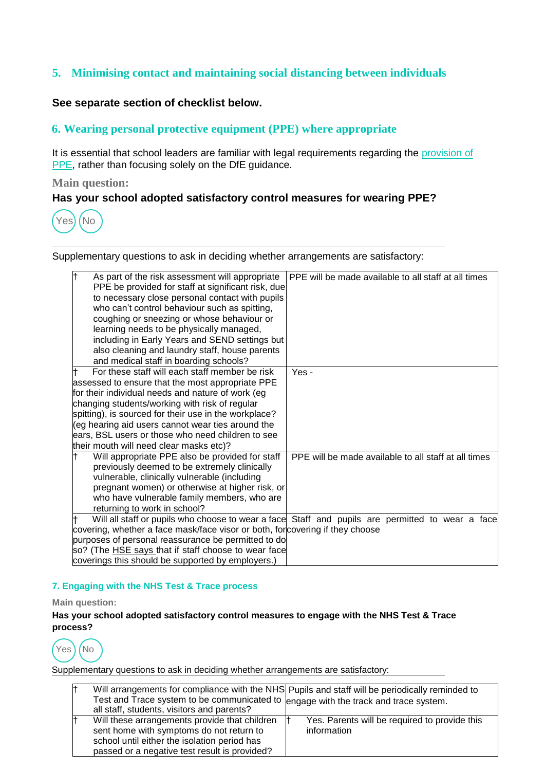## 5. Minimising contact and maintaining social distancing between individuals

**See separate section of checklist below.**

## 6. Wearing personal protective equipment (PPE) where appropriate

It is essential that school leaders are familiar with legal requirements regarding the provision of PPE, rather than focusing solely on the DfE guidance.

**Main question:**

**Has your school adopted satisfactory control measures for wearing PPE?**

Yes No

Supplementary questions to ask in deciding whether arrangements are satisfactory:

| | |
|---|---|
| † As part of the risk assessment will appropriate PPE be provided for staff at significant risk, due to necessary close personal contact with pupils who can't control behaviour such as spitting, coughing or sneezing or whose behaviour or learning needs to be physically managed, including in Early Years and SEND settings but also cleaning and laundry staff, house parents and medical staff in boarding schools? | PPE will be made available to all staff at all times |
| † For these staff will each staff member be risk assessed to ensure that the most appropriate PPE for their individual needs and nature of work (eg changing students/working with risk of regular spitting), is sourced for their use in the workplace? (eg hearing aid users cannot wear ties around the ears, BSL users or those who need children to see their mouth will need clear masks etc)? | Yes - |
| † Will appropriate PPE also be provided for staff previously deemed to be extremely clinically vulnerable, clinically vulnerable (including pregnant women) or otherwise at higher risk, or who have vulnerable family members, who are returning to work in school? | PPE will be made available to all staff at all times |
| † Will all staff or pupils who choose to wear a face covering, whether a face mask/face visor or both, for purposes of personal reassurance be permitted to do so? (The HSE says that if staff choose to wear face coverings this should be supported by employers.) | Staff and pupils are permitted to wear a face covering if they choose |

### 7. Engaging with the NHS Test & Trace process

**Main question:**

**Has your school adopted satisfactory control measures to engage with the NHS Test & Trace process?**

Yes No

Supplementary questions to ask in deciding whether arrangements are satisfactory:

| | |
|---|---|
| † Will arrangements for compliance with the NHS Test and Trace system to be communicated to all staff, students, visitors and parents? | Pupils and staff will be periodically reminded to engage with the track and trace system. |
| † Will these arrangements provide that children sent home with symptoms do not return to school until either the isolation period has passed or a negative test result is provided? | † Yes. Parents will be required to provide this information |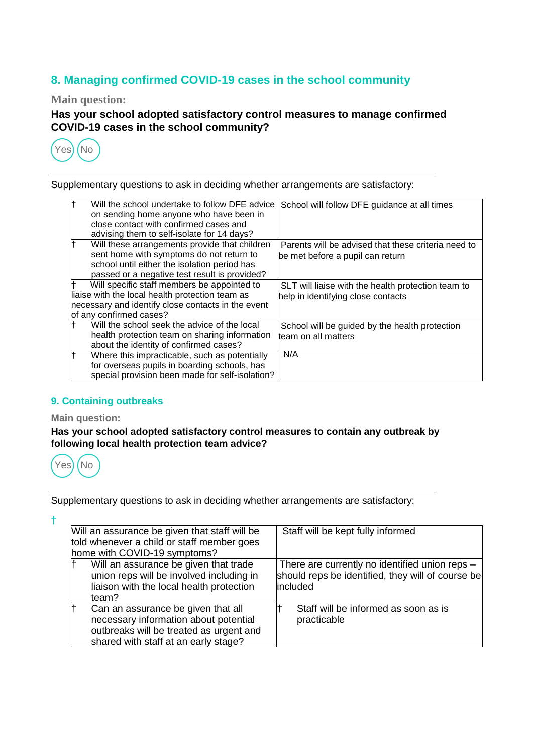## 8. Managing confirmed COVID-19 cases in the school community

Main question:

**Has your school adopted satisfactory control measures to manage confirmed COVID-19 cases in the school community?**

Yes No

Supplementary questions to ask in deciding whether arrangements are satisfactory:

| | |
|---|---|
| † Will the school undertake to follow DFE advice on sending home anyone who have been in close contact with confirmed cases and advising them to self-isolate for 14 days? | School will follow DFE guidance at all times |
| † Will these arrangements provide that children sent home with symptoms do not return to school until either the isolation period has passed or a negative test result is provided? | Parents will be advised that these criteria need to be met before a pupil can return |
| † Will specific staff members be appointed to liaise with the local health protection team as necessary and identify close contacts in the event of any confirmed cases? | SLT will liaise with the health protection team to help in identifying close contacts |
| † Will the school seek the advice of the local health protection team on sharing information about the identity of confirmed cases? | School will be guided by the health protection team on all matters |
| † Where this impracticable, such as potentially for overseas pupils in boarding schools, has special provision been made for self-isolation? | N/A |

## 9. Containing outbreaks

Main question:

**Has your school adopted satisfactory control measures to contain any outbreak by following local health protection team advice?**

Yes No

Supplementary questions to ask in deciding whether arrangements are satisfactory:

| | |
|---|---|
| † Will an assurance be given that staff will be told whenever a child or staff member goes home with COVID-19 symptoms? | Staff will be kept fully informed |
| † Will an assurance be given that trade union reps will be involved including in liaison with the local health protection team? | There are currently no identified union reps – should reps be identified, they will of course be included |
| † Can an assurance be given that all necessary information about potential outbreaks will be treated as urgent and shared with staff at an early stage? | † Staff will be informed as soon as is practicable |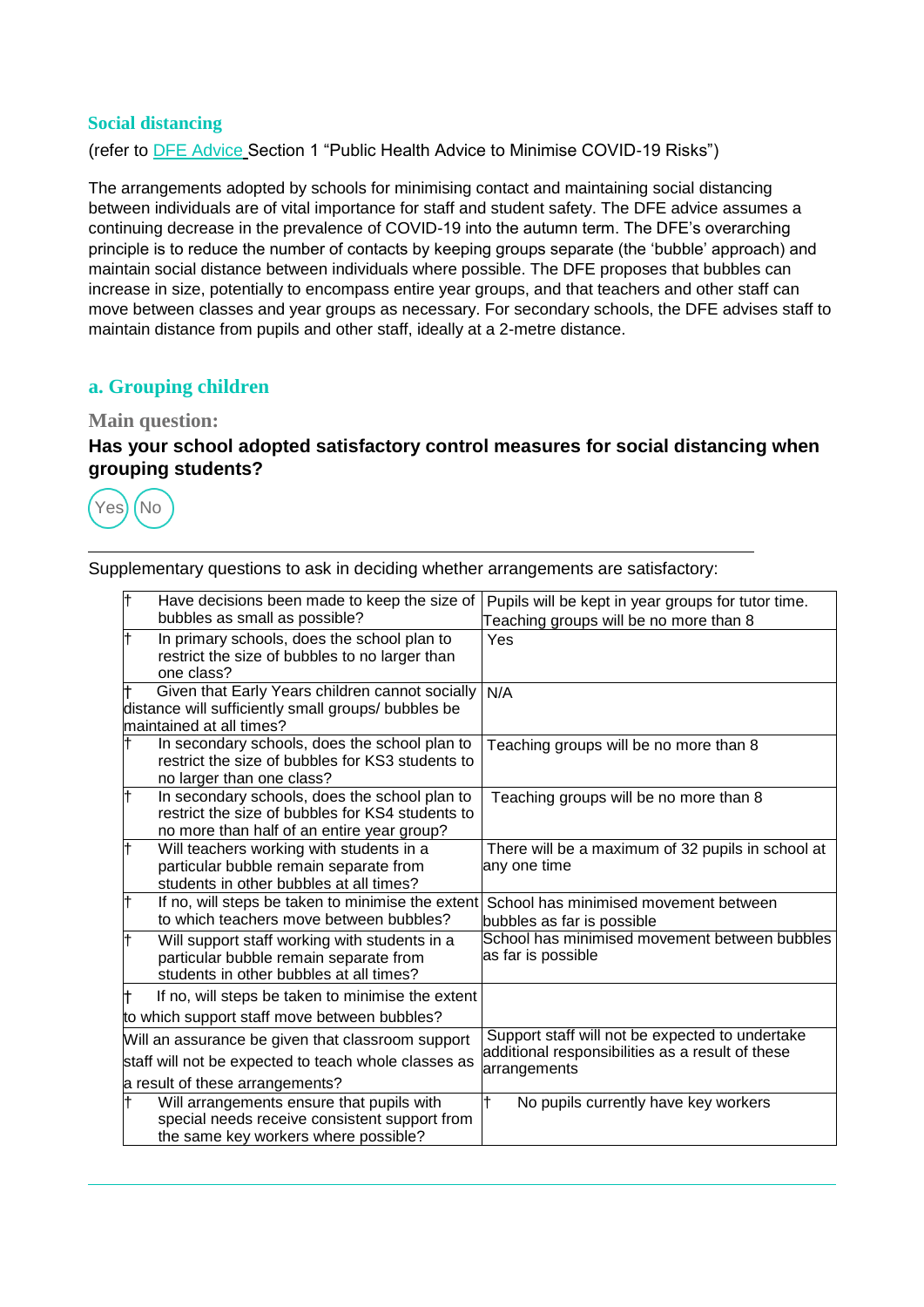### Social distancing

(refer to DFE Advice Section 1 "Public Health Advice to Minimise COVID-19 Risks")

The arrangements adopted by schools for minimising contact and maintaining social distancing between individuals are of vital importance for staff and student safety. The DFE advice assumes a continuing decrease in the prevalence of COVID-19 into the autumn term. The DFE's overarching principle is to reduce the number of contacts by keeping groups separate (the 'bubble' approach) and maintain social distance between individuals where possible. The DFE proposes that bubbles can increase in size, potentially to encompass entire year groups, and that teachers and other staff can move between classes and year groups as necessary. For secondary schools, the DFE advises staff to maintain distance from pupils and other staff, ideally at a 2-metre distance.

## a. Grouping children

### Main question:

**Has your school adopted satisfactory control measures for social distancing when grouping students?**

Yes No

---

Supplementary questions to ask in deciding whether arrangements are satisfactory:

| Question | Response |
|---|---|
| † Have decisions been made to keep the size of bubbles as small as possible? | Pupils will be kept in year groups for tutor time. Teaching groups will be no more than 8 |
| † In primary schools, does the school plan to restrict the size of bubbles to no larger than one class? | Yes |
| † Given that Early Years children cannot socially distance will sufficiently small groups/ bubbles be maintained at all times? | N/A |
| † In secondary schools, does the school plan to restrict the size of bubbles for KS3 students to no larger than one class? | Teaching groups will be no more than 8 |
| † In secondary schools, does the school plan to restrict the size of bubbles for KS4 students to no more than half of an entire year group? | Teaching groups will be no more than 8 |
| † Will teachers working with students in a particular bubble remain separate from students in other bubbles at all times? | There will be a maximum of 32 pupils in school at any one time |
| † If no, will steps be taken to minimise the extent to which teachers move between bubbles? | School has minimised movement between bubbles as far is possible |
| † Will support staff working with students in a particular bubble remain separate from students in other bubbles at all times? | School has minimised movement between bubbles as far as possible |
| † If no, will steps be taken to minimise the extent to which support staff move between bubbles? | |
| Will an assurance be given that classroom support staff will not be expected to teach whole classes as a result of these arrangements? | Support staff will not be expected to undertake additional responsibilities as a result of these arrangements |
| † Will arrangements ensure that pupils with special needs receive consistent support from the same key workers where possible? | † No pupils currently have key workers |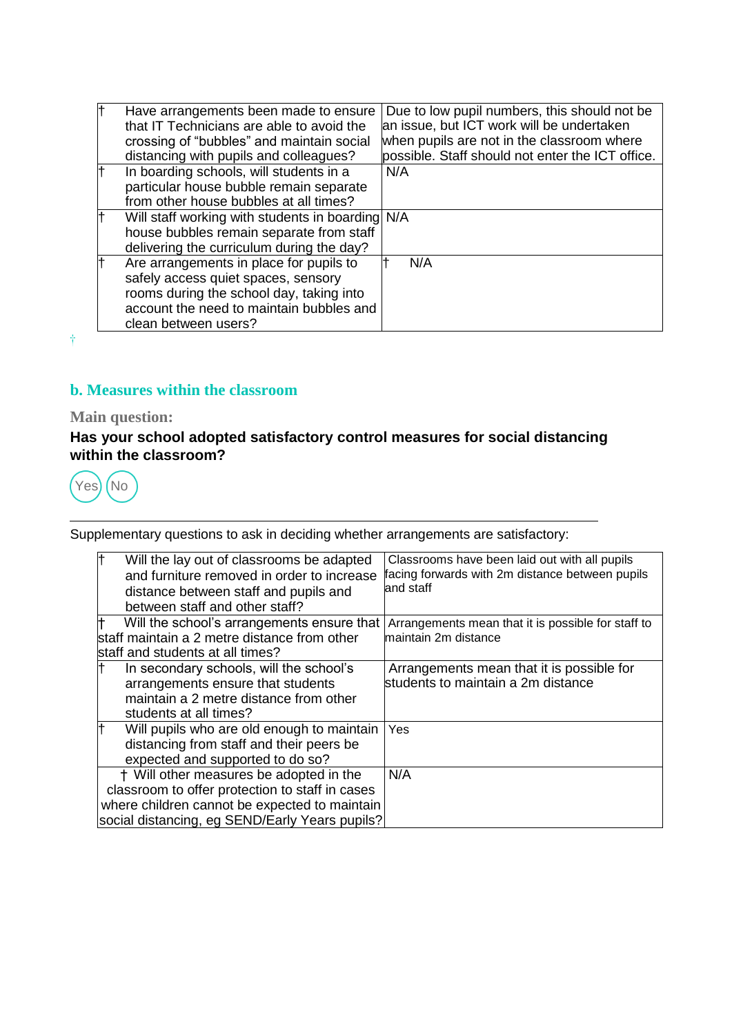| | | |
|---|---|---|
| † | Have arrangements been made to ensure that IT Technicians are able to avoid the crossing of "bubbles" and maintain social distancing with pupils and colleagues? | Due to low pupil numbers, this should not be an issue, but ICT work will be undertaken when pupils are not in the classroom where possible. Staff should not enter the ICT office. |
| † | In boarding schools, will students in a particular house bubble remain separate from other house bubbles at all times? | N/A |
| † | Will staff working with students in boarding house bubbles remain separate from staff delivering the curriculum during the day? | N/A |
| † | Are arrangements in place for pupils to safely access quiet spaces, sensory rooms during the school day, taking into account the need to maintain bubbles and clean between users? | † N/A |

### b. Measures within the classroom

**Main question:**

**Has your school adopted satisfactory control measures for social distancing within the classroom?**

Yes No

---

Supplementary questions to ask in deciding whether arrangements are satisfactory:

| | | |
|---|---|---|
| † | Will the lay out of classrooms be adapted and furniture removed in order to increase distance between staff and pupils and between staff and other staff? | Classrooms have been laid out with all pupils facing forwards with 2m distance between pupils and staff |
| † | Will the school's arrangements ensure that staff maintain a 2 metre distance from other staff and students at all times? | Arrangements mean that it is possible for staff to maintain 2m distance |
| † | In secondary schools, will the school's arrangements ensure that students maintain a 2 metre distance from other students at all times? | Arrangements mean that it is possible for students to maintain a 2m distance |
| † | Will pupils who are old enough to maintain distancing from staff and their peers be expected and supported to do so? | Yes |
| † | Will other measures be adopted in the classroom to offer protection to staff in cases where children cannot be expected to maintain social distancing, eg SEND/Early Years pupils? | N/A |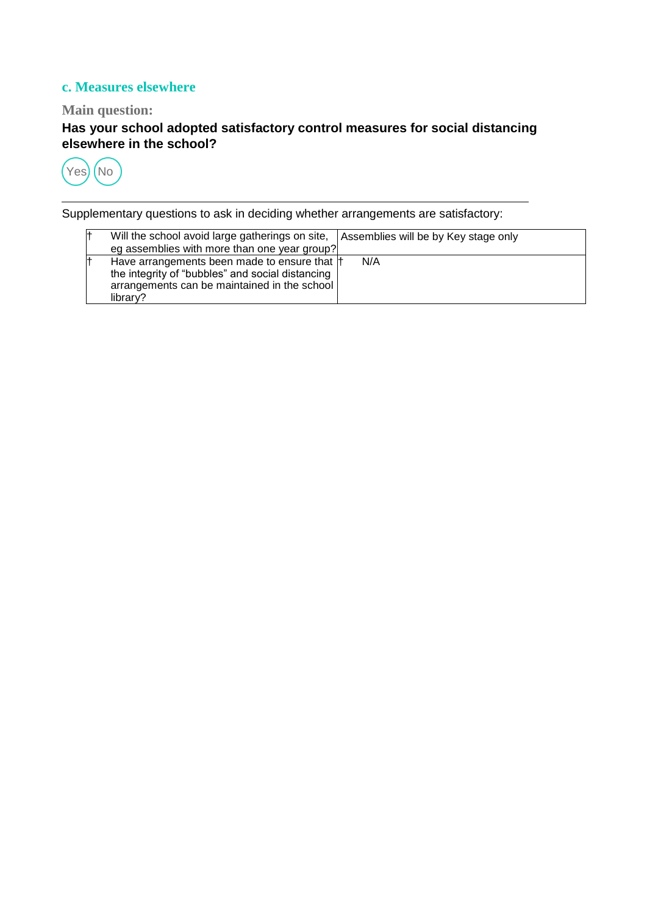### c. Measures elsewhere

**Main question:**

**Has your school adopted satisfactory control measures for social distancing elsewhere in the school?**

Yes No

---

Supplementary questions to ask in deciding whether arrangements are satisfactory:

| | Question | Response |
|---|---|---|
| † | Will the school avoid large gatherings on site, eg assemblies with more than one year group? | Assemblies will be by Key stage only |
| † | Have arrangements been made to ensure that the integrity of "bubbles" and social distancing arrangements can be maintained in the school library? | † N/A |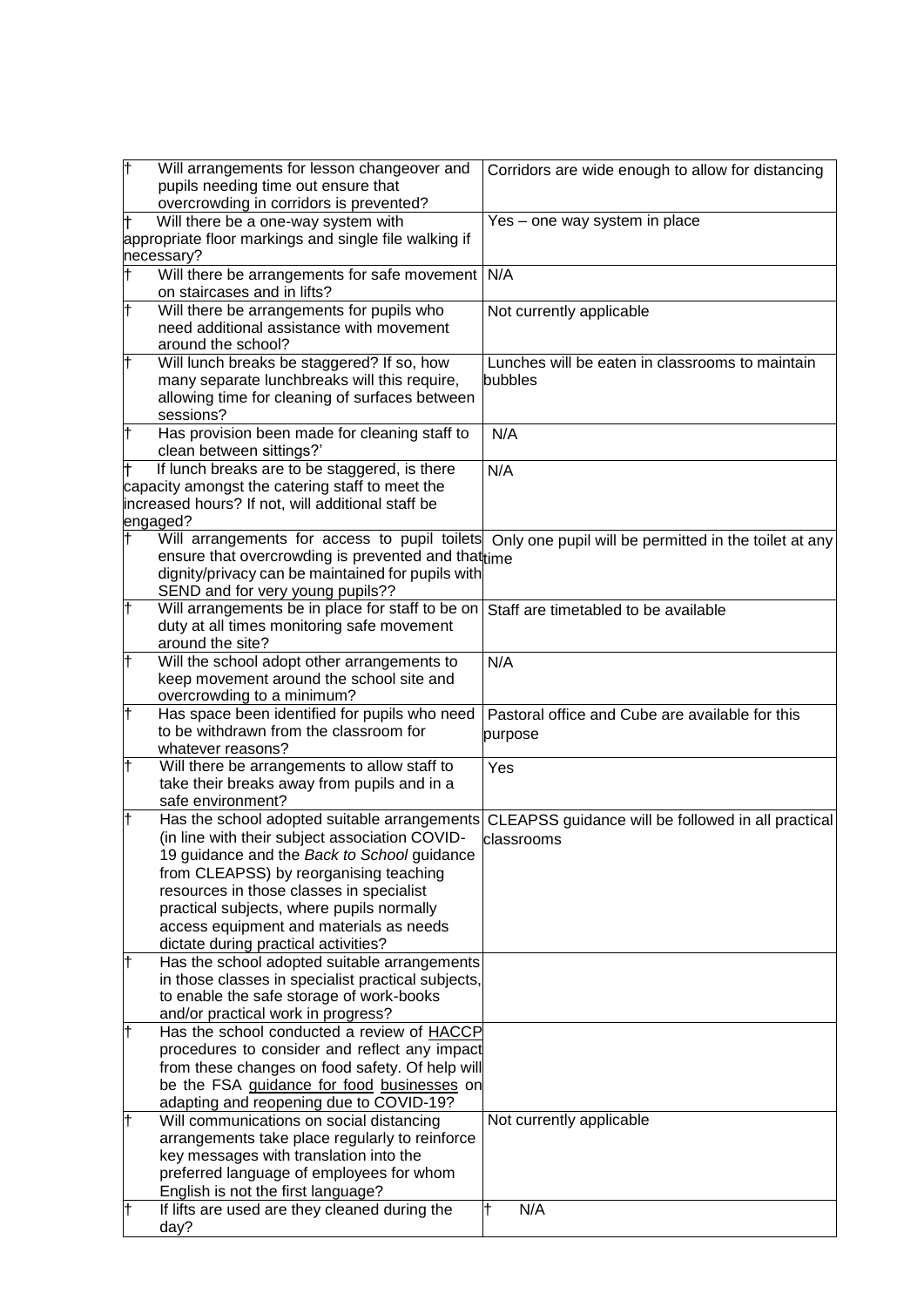| | |
|---|---|
| † Will arrangements for lesson changeover and pupils needing time out ensure that overcrowding in corridors is prevented? | Corridors are wide enough to allow for distancing |
| † Will there be a one-way system with appropriate floor markings and single file walking if necessary? | Yes – one way system in place |
| † Will there be arrangements for safe movement on staircases and in lifts? | N/A |
| † Will there be arrangements for pupils who need additional assistance with movement around the school? | Not currently applicable |
| † Will lunch breaks be staggered? If so, how many separate lunchbreaks will this require, allowing time for cleaning of surfaces between sessions? | Lunches will be eaten in classrooms to maintain bubbles |
| † Has provision been made for cleaning staff to clean between sittings?' | N/A |
| † If lunch breaks are to be staggered, is there capacity amongst the catering staff to meet the increased hours? If not, will additional staff be engaged? | N/A |
| † Will arrangements for access to pupil toilets ensure that overcrowding is prevented and that dignity/privacy can be maintained for pupils with SEND and for very young pupils?? | Only one pupil will be permitted in the toilet at any time |
| † Will arrangements be in place for staff to be on duty at all times monitoring safe movement around the site? | Staff are timetabled to be available |
| † Will the school adopt other arrangements to keep movement around the school site and overcrowding to a minimum? | N/A |
| † Has space been identified for pupils who need to be withdrawn from the classroom for whatever reasons? | Pastoral office and Cube are available for this purpose |
| † Will there be arrangements to allow staff to take their breaks away from pupils and in a safe environment? | Yes |
| † Has the school adopted suitable arrangements (in line with their subject association COVID-19 guidance and the *Back to School* guidance from CLEAPSS) by reorganising teaching resources in those classes in specialist practical subjects, where pupils normally access equipment and materials as needs dictate during practical activities? | CLEAPSS guidance will be followed in all practical classrooms |
| † Has the school adopted suitable arrangements in those classes in specialist practical subjects, to enable the safe storage of work-books and/or practical work in progress? | |
| † Has the school conducted a review of HACCP procedures to consider and reflect any impact from these changes on food safety. Of help will be the FSA guidance for food businesses on adapting and reopening due to COVID-19? | |
| † Will communications on social distancing arrangements take place regularly to reinforce key messages with translation into the preferred language of employees for whom English is not the first language? | Not currently applicable |
| † If lifts are used are they cleaned during the day? | † N/A |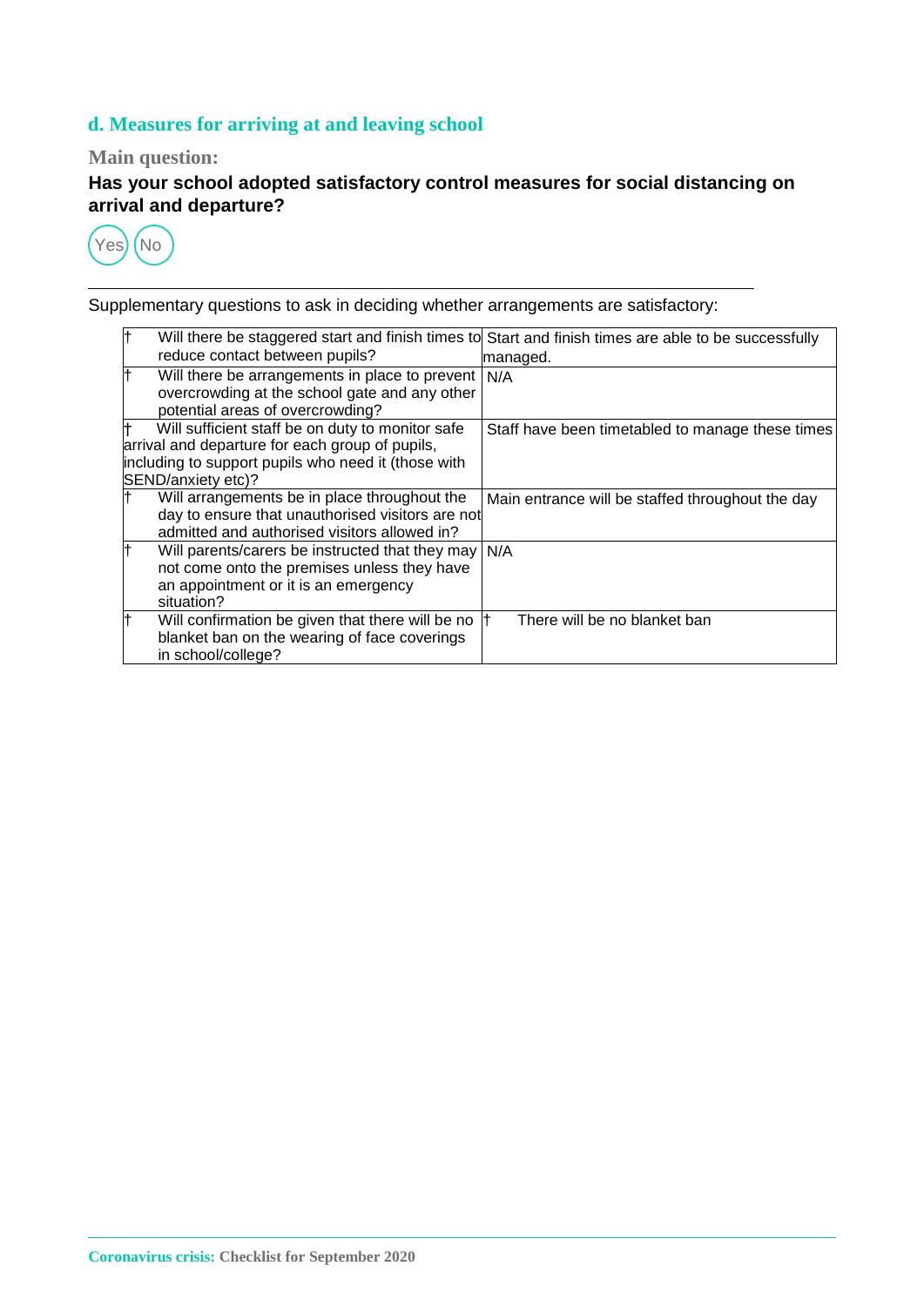## d. Measures for arriving at and leaving school

### Main question:

**Has your school adopted satisfactory control measures for social distancing on arrival and departure?**

Yes No

Supplementary questions to ask in deciding whether arrangements are satisfactory:

| | |
|---|---|
| † Will there be staggered start and finish times to reduce contact between pupils? | Start and finish times are able to be successfully managed. |
| † Will there be arrangements in place to prevent overcrowding at the school gate and any other potential areas of overcrowding? | N/A |
| † Will sufficient staff be on duty to monitor safe arrival and departure for each group of pupils, including to support pupils who need it (those with SEND/anxiety etc)? | Staff have been timetabled to manage these times |
| † Will arrangements be in place throughout the day to ensure that unauthorised visitors are not admitted and authorised visitors allowed in? | Main entrance will be staffed throughout the day |
| † Will parents/carers be instructed that they may not come onto the premises unless they have an appointment or it is an emergency situation? | N/A |
| † Will confirmation be given that there will be no blanket ban on the wearing of face coverings in school/college? | † There will be no blanket ban |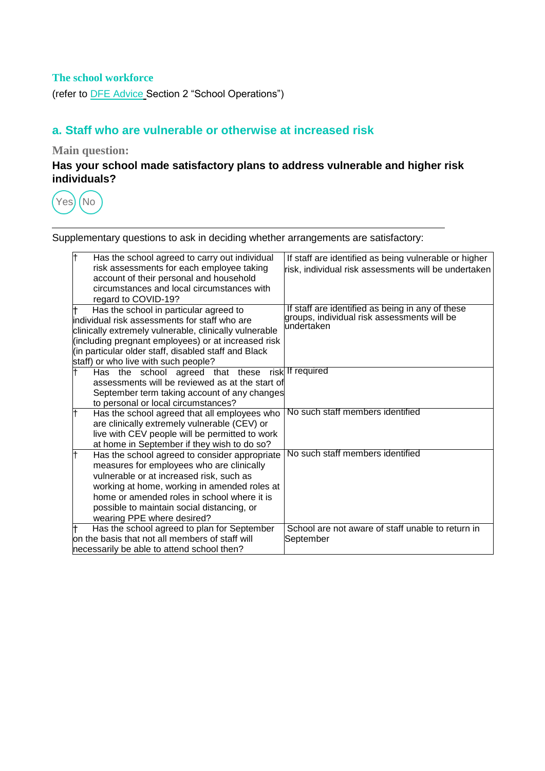**The school workforce**

(refer to DFE Advice Section 2 "School Operations")

## a. Staff who are vulnerable or otherwise at increased risk

**Main question:**

**Has your school made satisfactory plans to address vulnerable and higher risk individuals?**

Yes No

---

Supplementary questions to ask in deciding whether arrangements are satisfactory:

| | |
|---|---|
| † Has the school agreed to carry out individual risk assessments for each employee taking account of their personal and household circumstances and local circumstances with regard to COVID-19? | If staff are identified as being vulnerable or higher risk, individual risk assessments will be undertaken |
| † Has the school in particular agreed to individual risk assessments for staff who are clinically extremely vulnerable, clinically vulnerable (including pregnant employees) or at increased risk (in particular older staff, disabled staff and Black staff) or who live with such people? | If staff are identified as being in any of these groups, individual risk assessments will be undertaken |
| † Has the school agreed that these risk assessments will be reviewed as at the start of September term taking account of any changes to personal or local circumstances? | If required |
| † Has the school agreed that all employees who are clinically extremely vulnerable (CEV) or live with CEV people will be permitted to work at home in September if they wish to do so? | No such staff members identified |
| † Has the school agreed to consider appropriate measures for employees who are clinically vulnerable or at increased risk, such as working at home, working in amended roles at home or amended roles in school where it is possible to maintain social distancing, or wearing PPE where desired? | No such staff members identified |
| † Has the school agreed to plan for September on the basis that not all members of staff will necessarily be able to attend school then? | School are not aware of staff unable to return in September |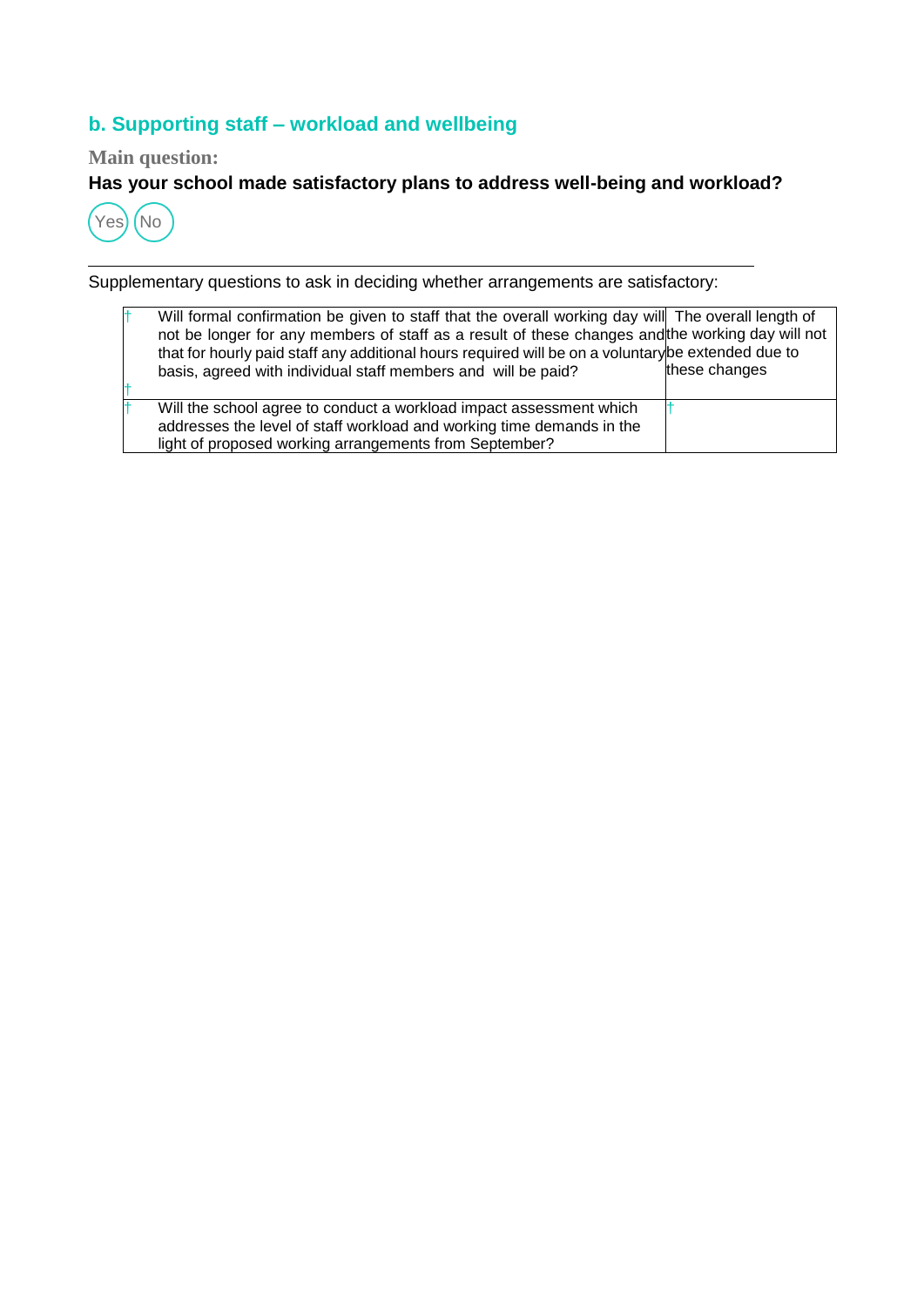## b. Supporting staff – workload and wellbeing

**Main question:**

**Has your school made satisfactory plans to address well-being and workload?**

Yes No

---

Supplementary questions to ask in deciding whether arrangements are satisfactory:

| | | |
|---|---|---|
| † | Will formal confirmation be given to staff that the overall working day will not be longer for any members of staff as a result of these changes and that for hourly paid staff any additional hours required will be on a voluntary basis, agreed with individual staff members and will be paid? † | The overall length of the working day will not be extended due to these changes |
| † | Will the school agree to conduct a workload impact assessment which addresses the level of staff workload and working time demands in the light of proposed working arrangements from September? | † |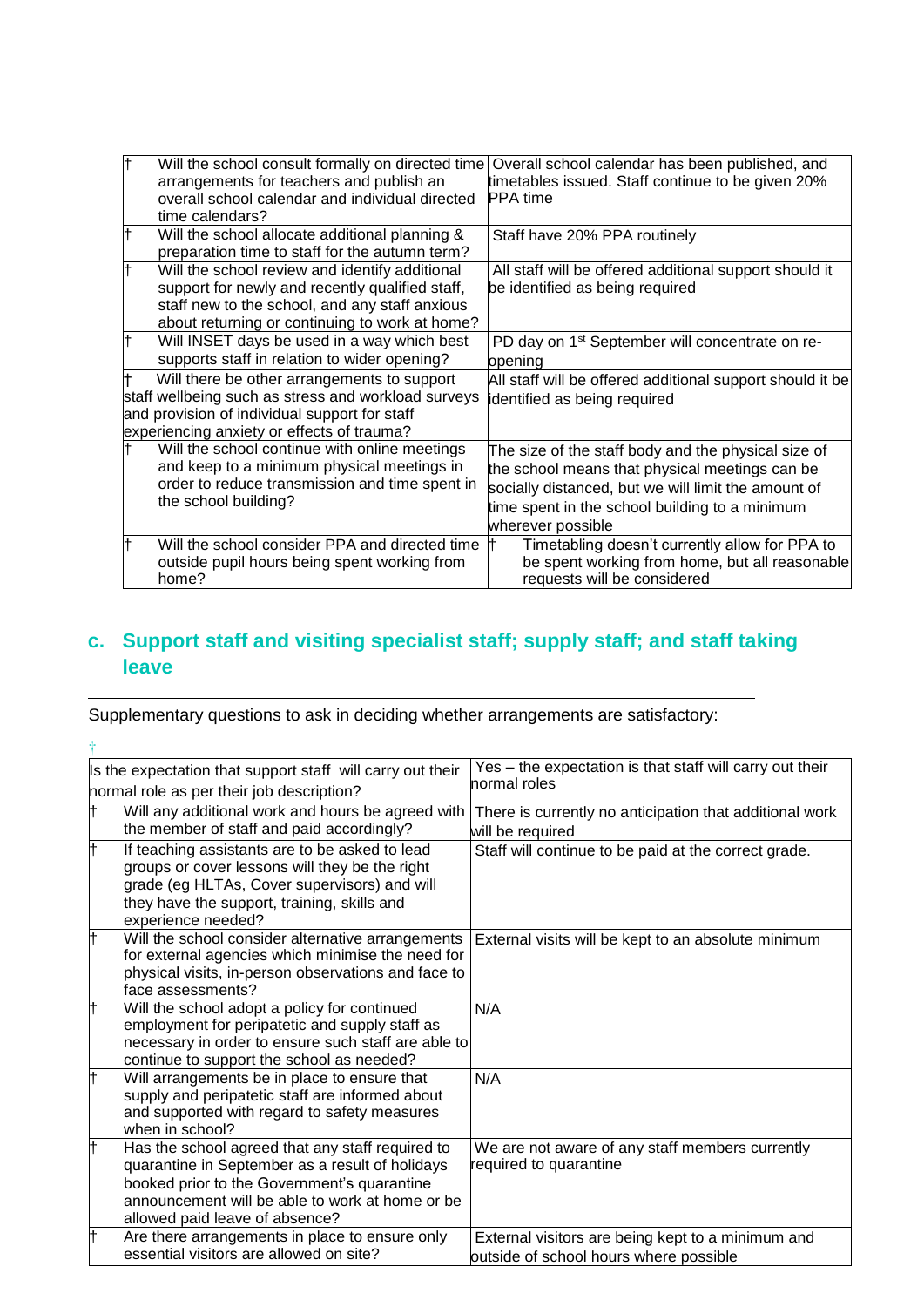| Question | Response |
| --- | --- |
| † Will the school consult formally on directed time arrangements for teachers and publish an overall school calendar and individual directed time calendars? | Overall school calendar has been published, and timetables issued. Staff continue to be given 20% PPA time |
| † Will the school allocate additional planning & preparation time to staff for the autumn term? | Staff have 20% PPA routinely |
| † Will the school review and identify additional support for newly and recently qualified staff, staff new to the school, and any staff anxious about returning or continuing to work at home? | All staff will be offered additional support should it be identified as being required |
| † Will INSET days be used in a way which best supports staff in relation to wider opening? | PD day on 1st September will concentrate on re-opening |
| † Will there be other arrangements to support staff wellbeing such as stress and workload surveys and provision of individual support for staff experiencing anxiety or effects of trauma? | All staff will be offered additional support should it be identified as being required |
| † Will the school continue with online meetings and keep to a minimum physical meetings in order to reduce transmission and time spent in the school building? | The size of the staff body and the physical size of the school means that physical meetings can be socially distanced, but we will limit the amount of time spent in the school building to a minimum wherever possible |
| † Will the school consider PPA and directed time outside pupil hours being spent working from home? | † Timetabling doesn't currently allow for PPA to be spent working from home, but all reasonable requests will be considered |

## c. Support staff and visiting specialist staff; supply staff; and staff taking leave

Supplementary questions to ask in deciding whether arrangements are satisfactory:

†

| Question | Response |
| --- | --- |
| Is the expectation that support staff will carry out their normal role as per their job description? | Yes – the expectation is that staff will carry out their normal roles |
| † Will any additional work and hours be agreed with the member of staff and paid accordingly? | There is currently no anticipation that additional work will be required |
| † If teaching assistants are to be asked to lead groups or cover lessons will they be the right grade (eg HLTAs, Cover supervisors) and will they have the support, training, skills and experience needed? | Staff will continue to be paid at the correct grade. |
| † Will the school consider alternative arrangements for external agencies which minimise the need for physical visits, in-person observations and face to face assessments? | External visits will be kept to an absolute minimum |
| † Will the school adopt a policy for continued employment for peripatetic and supply staff as necessary in order to ensure such staff are able to continue to support the school as needed? | N/A |
| † Will arrangements be in place to ensure that supply and peripatetic staff are informed about and supported with regard to safety measures when in school? | N/A |
| † Has the school agreed that any staff required to quarantine in September as a result of holidays booked prior to the Government's quarantine announcement will be able to work at home or be allowed paid leave of absence? | We are not aware of any staff members currently required to quarantine |
| † Are there arrangements in place to ensure only essential visitors are allowed on site? | External visitors are being kept to a minimum and outside of school hours where possible |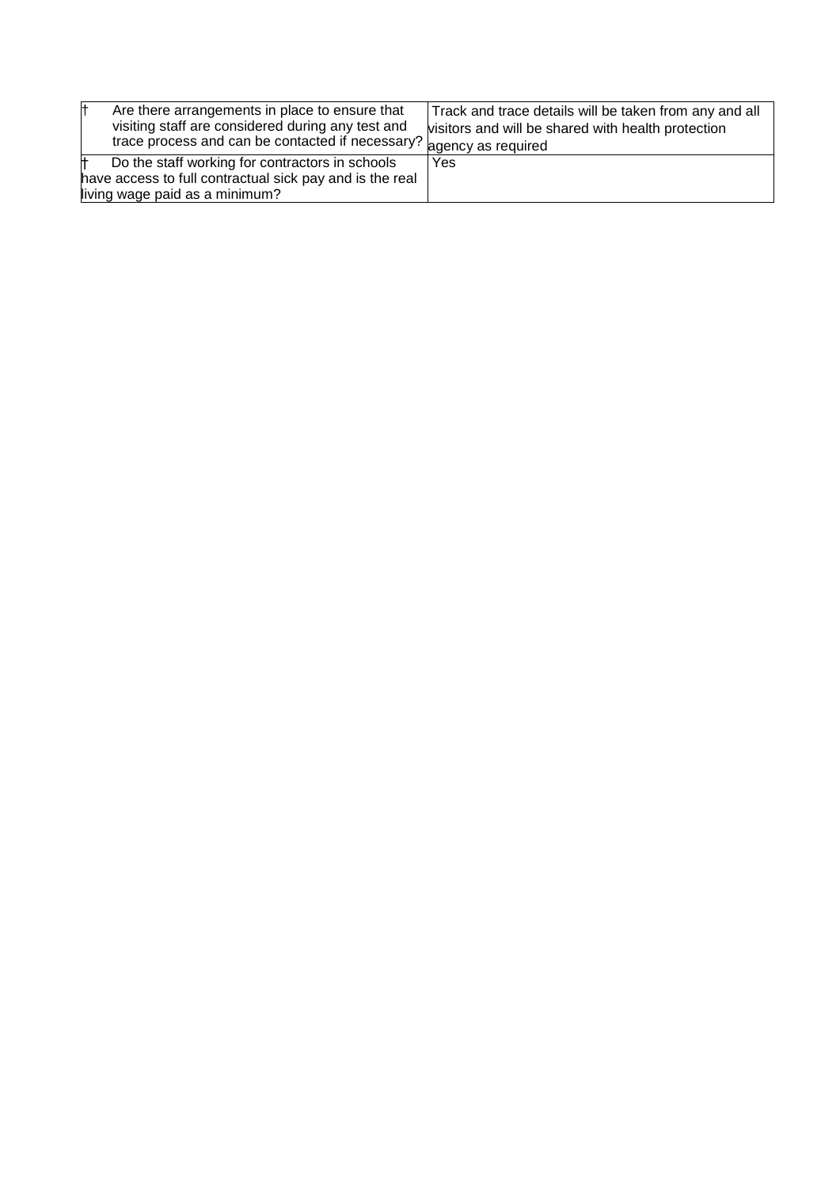| | |
|---|---|
| † Are there arrangements in place to ensure that visiting staff are considered during any test and trace process and can be contacted if necessary? | Track and trace details will be taken from any and all visitors and will be shared with health protection agency as required |
| † Do the staff working for contractors in schools have access to full contractual sick pay and is the real living wage paid as a minimum? | Yes |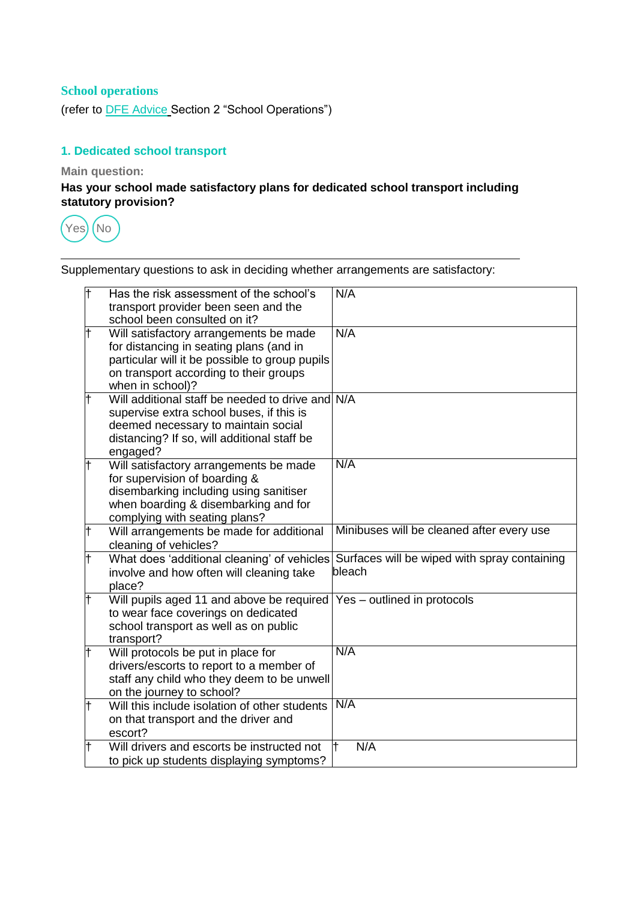## School operations

(refer to DFE Advice Section 2 "School Operations")

### 1. Dedicated school transport

**Main question:**

**Has your school made satisfactory plans for dedicated school transport including statutory provision?**

Yes No

---

Supplementary questions to ask in deciding whether arrangements are satisfactory:

| | Question | Response |
|---|---|---|
| † | Has the risk assessment of the school's transport provider been seen and the school been consulted on it? | N/A |
| † | Will satisfactory arrangements be made for distancing in seating plans (and in particular will it be possible to group pupils on transport according to their groups when in school)? | N/A |
| † | Will additional staff be needed to drive and supervise extra school buses, if this is deemed necessary to maintain social distancing? If so, will additional staff be engaged? | N/A |
| † | Will satisfactory arrangements be made for supervision of boarding & disembarking including using sanitiser when boarding & disembarking and for complying with seating plans? | N/A |
| † | Will arrangements be made for additional cleaning of vehicles? | Minibuses will be cleaned after every use |
| † | What does 'additional cleaning' of vehicles involve and how often will cleaning take place? | Surfaces will be wiped with spray containing bleach |
| † | Will pupils aged 11 and above be required to wear face coverings on dedicated school transport as well as on public transport? | Yes – outlined in protocols |
| † | Will protocols be put in place for drivers/escorts to report to a member of staff any child who they deem to be unwell on the journey to school? | N/A |
| † | Will this include isolation of other students on that transport and the driver and escort? | N/A |
| † | Will drivers and escorts be instructed not to pick up students displaying symptoms? | † N/A |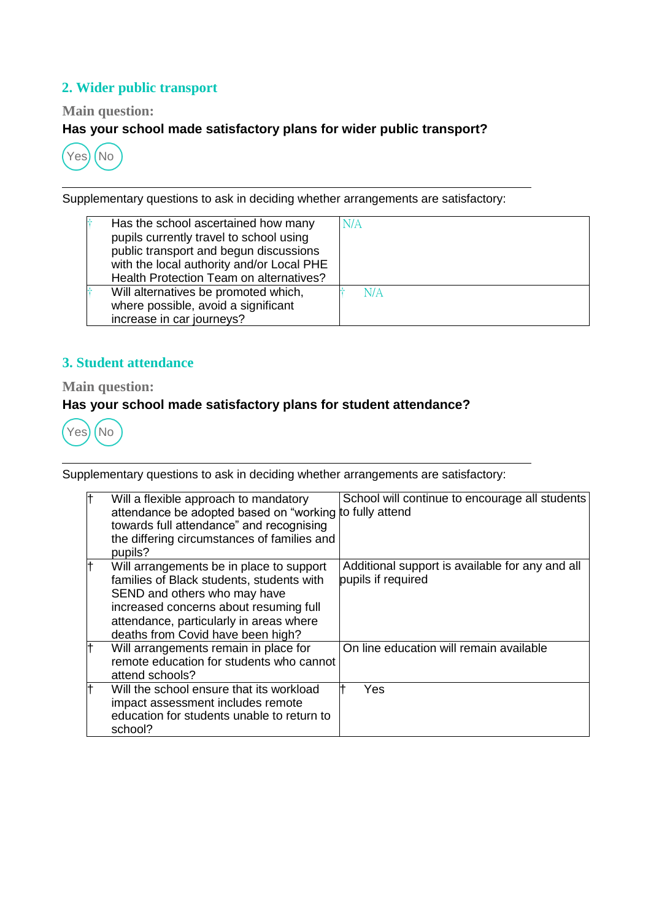## 2. Wider public transport

**Main question:**

**Has your school made satisfactory plans for wider public transport?**

Yes No

---

Supplementary questions to ask in deciding whether arrangements are satisfactory:

| | Question | Response |
|---|---|---|
| † | Has the school ascertained how many pupils currently travel to school using public transport and begun discussions with the local authority and/or Local PHE Health Protection Team on alternatives? | N/A |
| † | Will alternatives be promoted which, where possible, avoid a significant increase in car journeys? | † N/A |

## 3. Student attendance

**Main question:**

**Has your school made satisfactory plans for student attendance?**

Yes No

---

Supplementary questions to ask in deciding whether arrangements are satisfactory:

| | Question | Response |
|---|---|---|
| † | Will a flexible approach to mandatory attendance be adopted based on "working towards full attendance" and recognising the differing circumstances of families and pupils? | School will continue to encourage all students to fully attend |
| † | Will arrangements be in place to support families of Black students, students with SEND and others who may have increased concerns about resuming full attendance, particularly in areas where deaths from Covid have been high? | Additional support is available for any and all pupils if required |
| † | Will arrangements remain in place for remote education for students who cannot attend schools? | On line education will remain available |
| † | Will the school ensure that its workload impact assessment includes remote education for students unable to return to school? | † Yes |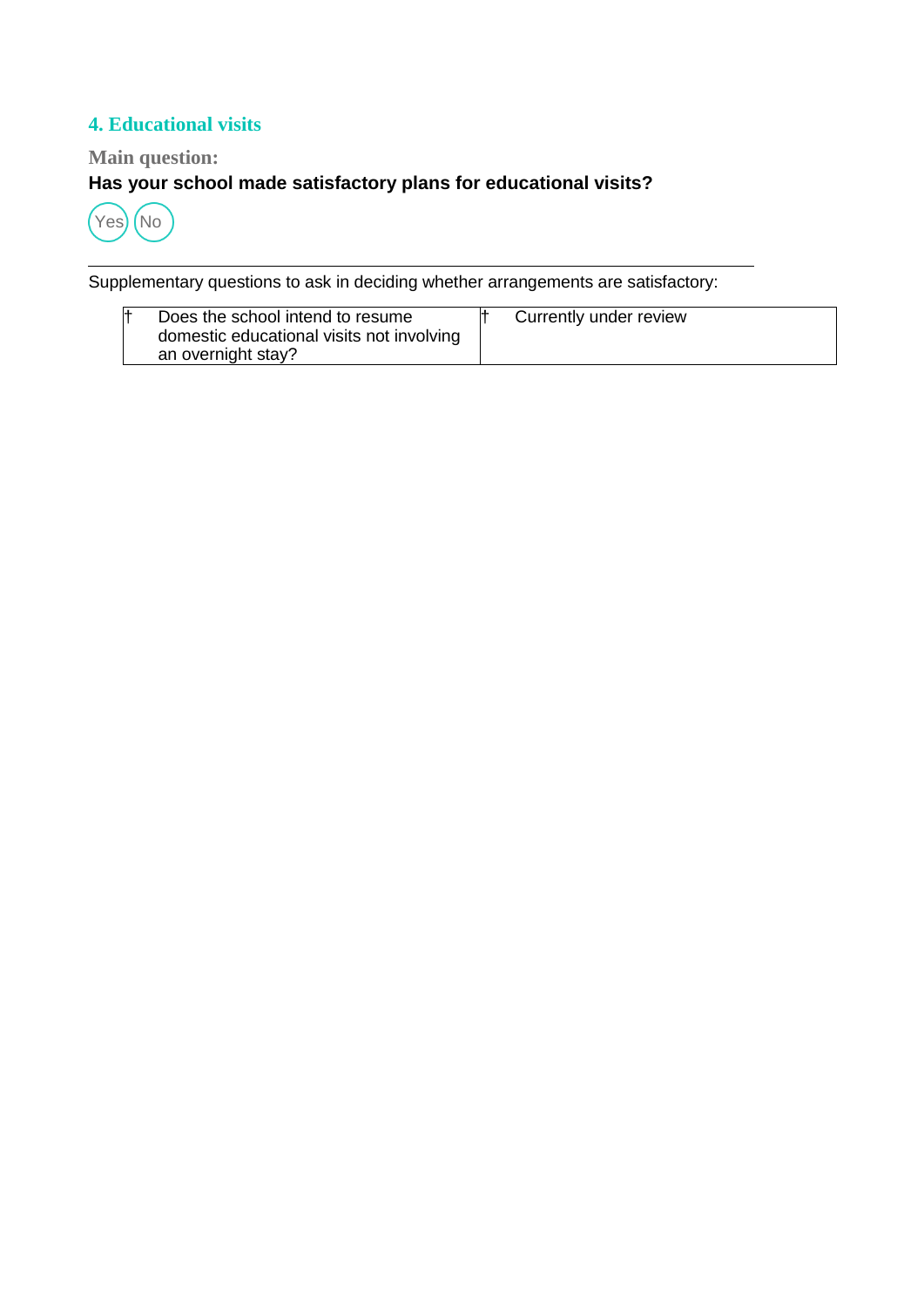## 4. Educational visits

**Main question:**

**Has your school made satisfactory plans for educational visits?**

Yes No

---

Supplementary questions to ask in deciding whether arrangements are satisfactory:

| | |
|---|---|
| † Does the school intend to resume domestic educational visits not involving an overnight stay? | † Currently under review |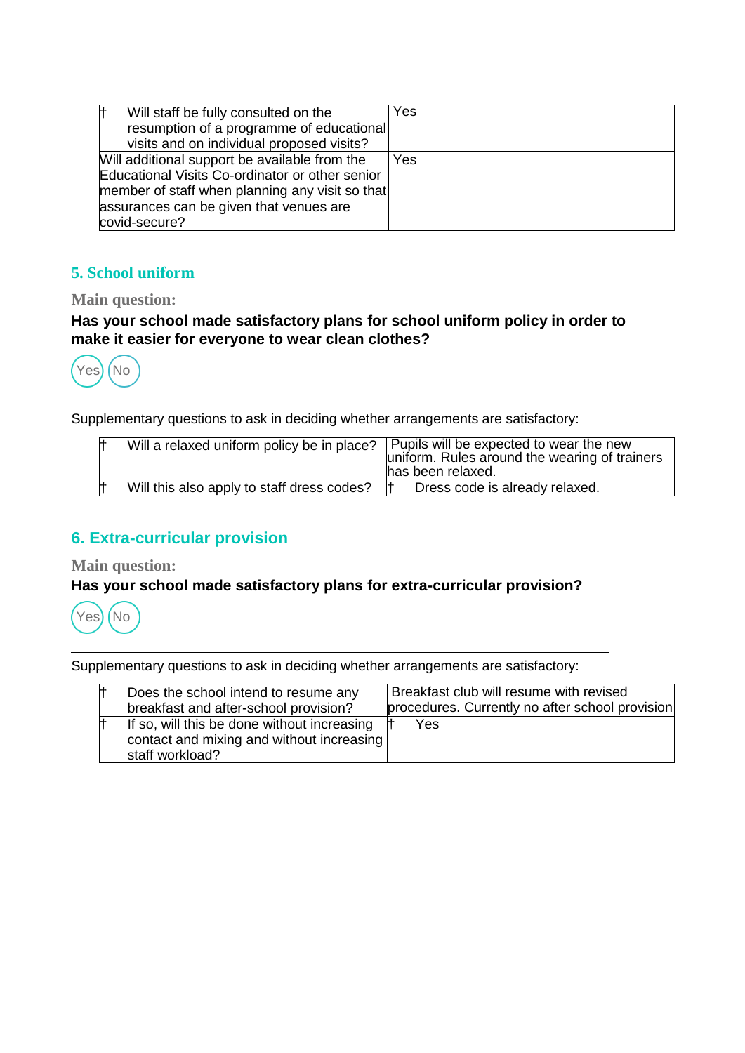| | |
|---|---|
| † Will staff be fully consulted on the resumption of a programme of educational visits and on individual proposed visits? | Yes |
| Will additional support be available from the Educational Visits Co-ordinator or other senior member of staff when planning any visit so that assurances can be given that venues are covid-secure? | Yes |

## 5. School uniform

**Main question:**

**Has your school made satisfactory plans for school uniform policy in order to make it easier for everyone to wear clean clothes?**

Yes No

---

Supplementary questions to ask in deciding whether arrangements are satisfactory:

| | |
|---|---|
| † Will a relaxed uniform policy be in place? | Pupils will be expected to wear the new uniform. Rules around the wearing of trainers has been relaxed. |
| † Will this also apply to staff dress codes? | † Dress code is already relaxed. |

## 6. Extra-curricular provision

**Main question:**

**Has your school made satisfactory plans for extra-curricular provision?**

Yes No

---

Supplementary questions to ask in deciding whether arrangements are satisfactory:

| | |
|---|---|
| † Does the school intend to resume any breakfast and after-school provision? | Breakfast club will resume with revised procedures. Currently no after school provision |
| † If so, will this be done without increasing contact and mixing and without increasing staff workload? | † Yes |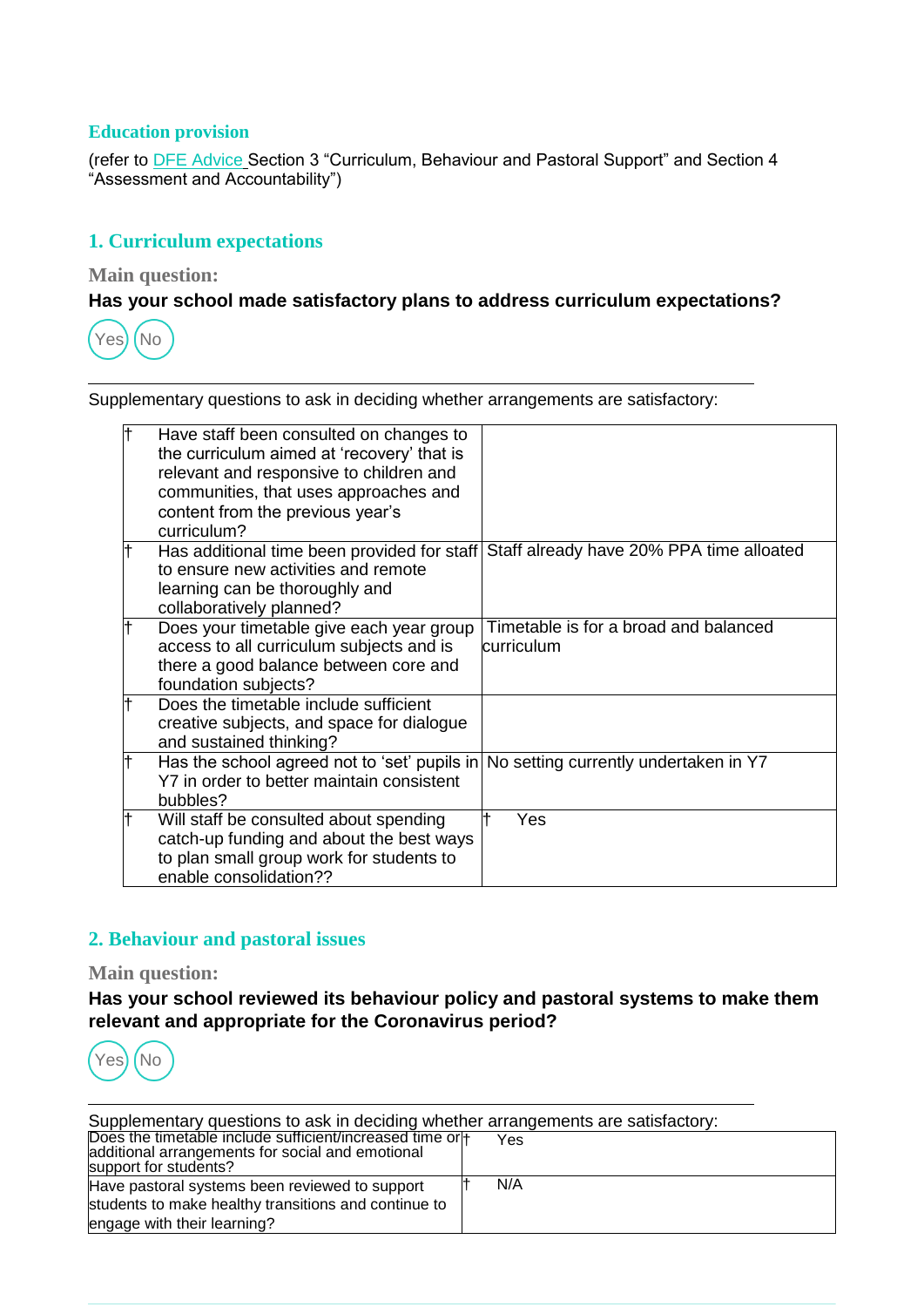## Education provision

(refer to DFE Advice Section 3 "Curriculum, Behaviour and Pastoral Support" and Section 4 "Assessment and Accountability")

### 1. Curriculum expectations

**Main question:**

**Has your school made satisfactory plans to address curriculum expectations?**

Yes No

Supplementary questions to ask in deciding whether arrangements are satisfactory:

| | Question | Response |
|---|---|---|
| † | Have staff been consulted on changes to the curriculum aimed at 'recovery' that is relevant and responsive to children and communities, that uses approaches and content from the previous year's curriculum? | |
| † | Has additional time been provided for staff to ensure new activities and remote learning can be thoroughly and collaboratively planned? | Staff already have 20% PPA time allocated |
| † | Does your timetable give each year group access to all curriculum subjects and is there a good balance between core and foundation subjects? | Timetable is for a broad and balanced curriculum |
| † | Does the timetable include sufficient creative subjects, and space for dialogue and sustained thinking? | |
| † | Has the school agreed not to 'set' pupils in Y7 in order to better maintain consistent bubbles? | No setting currently undertaken in Y7 |
| † | Will staff be consulted about spending catch-up funding and about the best ways to plan small group work for students to enable consolidation?? | † Yes |

### 2. Behaviour and pastoral issues

**Main question:**

**Has your school reviewed its behaviour policy and pastoral systems to make them relevant and appropriate for the Coronavirus period?**

Yes No

Supplementary questions to ask in deciding whether arrangements are satisfactory:

| Question | Response |
|---|---|
| Does the timetable include sufficient/increased time or additional arrangements for social and emotional support for students? | † Yes |
| Have pastoral systems been reviewed to support students to make healthy transitions and continue to engage with their learning? | † N/A |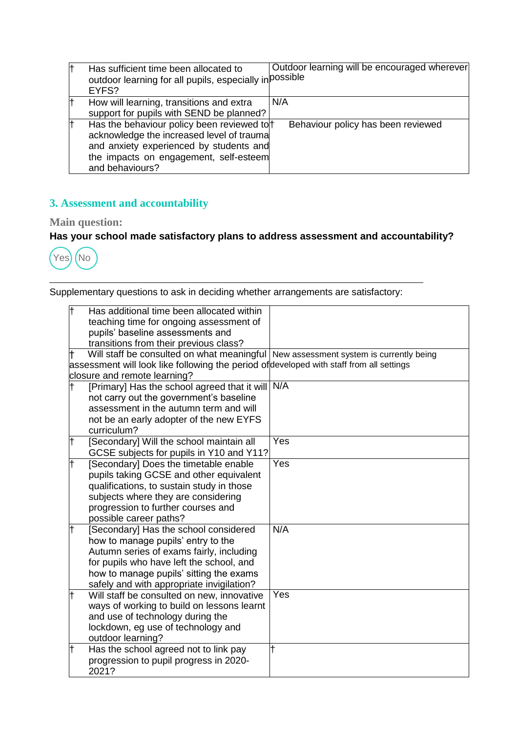| | |
|---|---|
| † Has sufficient time been allocated to outdoor learning for all pupils, especially in EYFS? | Outdoor learning will be encouraged wherever possible |
| † How will learning, transitions and extra support for pupils with SEND be planned? | N/A |
| † Has the behaviour policy been reviewed to acknowledge the increased level of trauma and anxiety experienced by students and the impacts on engagement, self-esteem and behaviours? | † Behaviour policy has been reviewed |

## 3. Assessment and accountability

**Main question:**

**Has your school made satisfactory plans to address assessment and accountability?**

Yes No

Supplementary questions to ask in deciding whether arrangements are satisfactory:

| | |
|---|---|
| † Has additional time been allocated within teaching time for ongoing assessment of pupils' baseline assessments and transitions from their previous class? | |
| † Will staff be consulted on what meaningful assessment will look like following the period of closure and remote learning? | New assessment system is currently being developed with staff from all settings |
| † [Primary] Has the school agreed that it will not carry out the government's baseline assessment in the autumn term and will not be an early adopter of the new EYFS curriculum? | N/A |
| † [Secondary] Will the school maintain all GCSE subjects for pupils in Y10 and Y11? | Yes |
| † [Secondary] Does the timetable enable pupils taking GCSE and other equivalent qualifications, to sustain study in those subjects where they are considering progression to further courses and possible career paths? | Yes |
| † [Secondary] Has the school considered how to manage pupils' entry to the Autumn series of exams fairly, including for pupils who have left the school, and how to manage pupils' sitting the exams safely and with appropriate invigilation? | N/A |
| † Will staff be consulted on new, innovative ways of working to build on lessons learnt and use of technology during the lockdown, eg use of technology and outdoor learning? | Yes |
| † Has the school agreed not to link pay progression to pupil progress in 2020-2021? | † |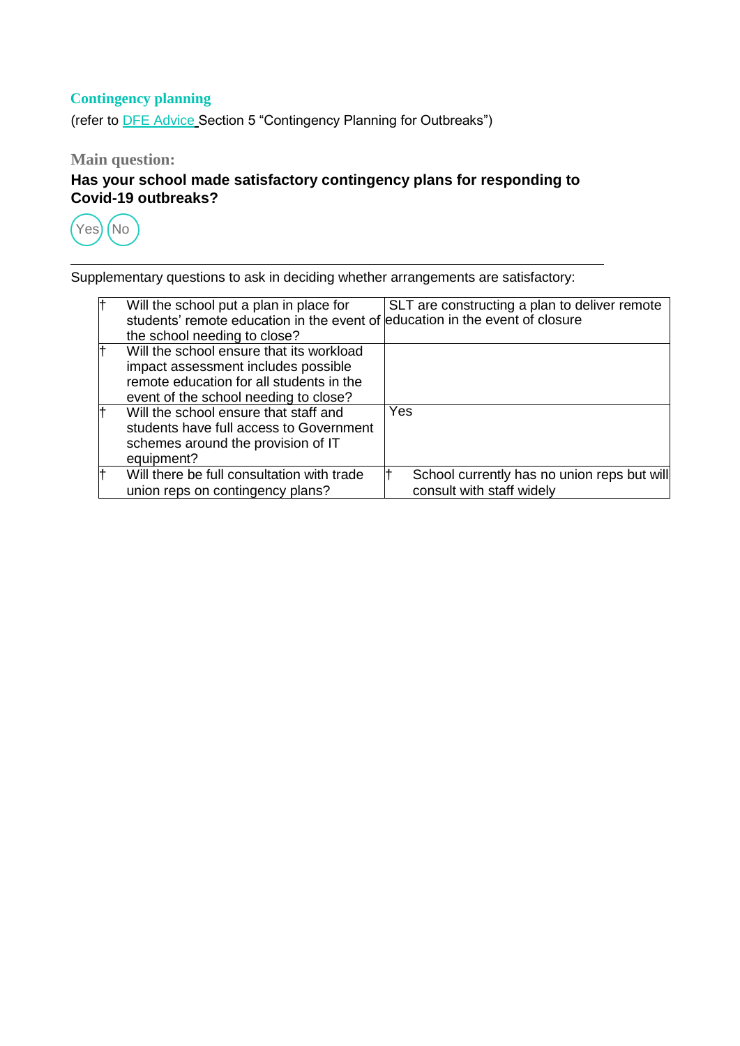## Contingency planning

(refer to [DFE Advice](DFE Advice) Section 5 "Contingency Planning for Outbreaks")

### Main question:

**Has your school made satisfactory contingency plans for responding to Covid-19 outbreaks?**

Yes No

---

Supplementary questions to ask in deciding whether arrangements are satisfactory:

| | Question | Response |
|---|---|---|
| † | Will the school put a plan in place for students' remote education in the event of the school needing to close? | SLT are constructing a plan to deliver remote education in the event of closure |
| † | Will the school ensure that its workload impact assessment includes possible remote education for all students in the event of the school needing to close? | |
| † | Will the school ensure that staff and students have full access to Government schemes around the provision of IT equipment? | Yes |
| † | Will there be full consultation with trade union reps on contingency plans? | † School currently has no union reps but will consult with staff widely |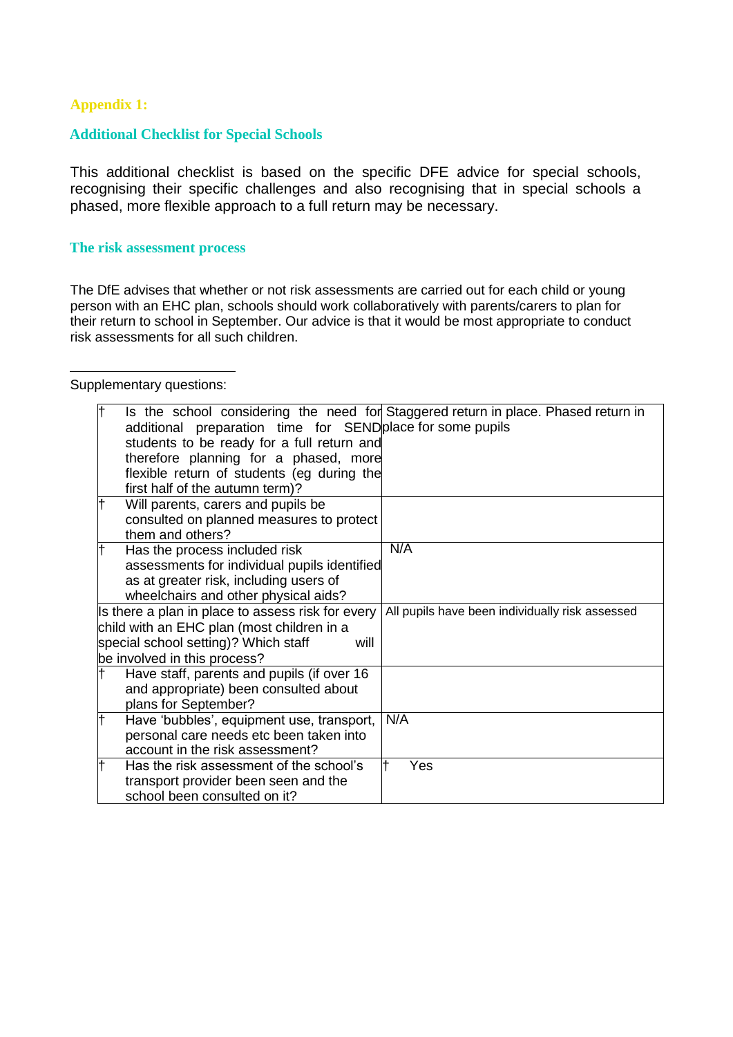## Appendix 1:

## Additional Checklist for Special Schools

This additional checklist is based on the specific DFE advice for special schools, recognising their specific challenges and also recognising that in special schools a phased, more flexible approach to a full return may be necessary.

### The risk assessment process

The DfE advises that whether or not risk assessments are carried out for each child or young person with an EHC plan, schools should work collaboratively with parents/carers to plan for their return to school in September. Our advice is that it would be most appropriate to conduct risk assessments for all such children.

Supplementary questions:

| Question | Response |
|---|---|
| † Is the school considering the need for additional preparation time for SEND students to be ready for a full return and therefore planning for a phased, more flexible return of students (eg during the first half of the autumn term)? | Staggered return in place. Phased return in place for some pupils |
| † Will parents, carers and pupils be consulted on planned measures to protect them and others? | |
| † Has the process included risk assessments for individual pupils identified as at greater risk, including users of wheelchairs and other physical aids? | N/A |
| Is there a plan in place to assess risk for every child with an EHC plan (most children in a special school setting)? Which staff will be involved in this process? | All pupils have been individually risk assessed |
| † Have staff, parents and pupils (if over 16 and appropriate) been consulted about plans for September? | |
| † Have 'bubbles', equipment use, transport, personal care needs etc been taken into account in the risk assessment? | N/A |
| † Has the risk assessment of the school's transport provider been seen and the school been consulted on it? | † Yes |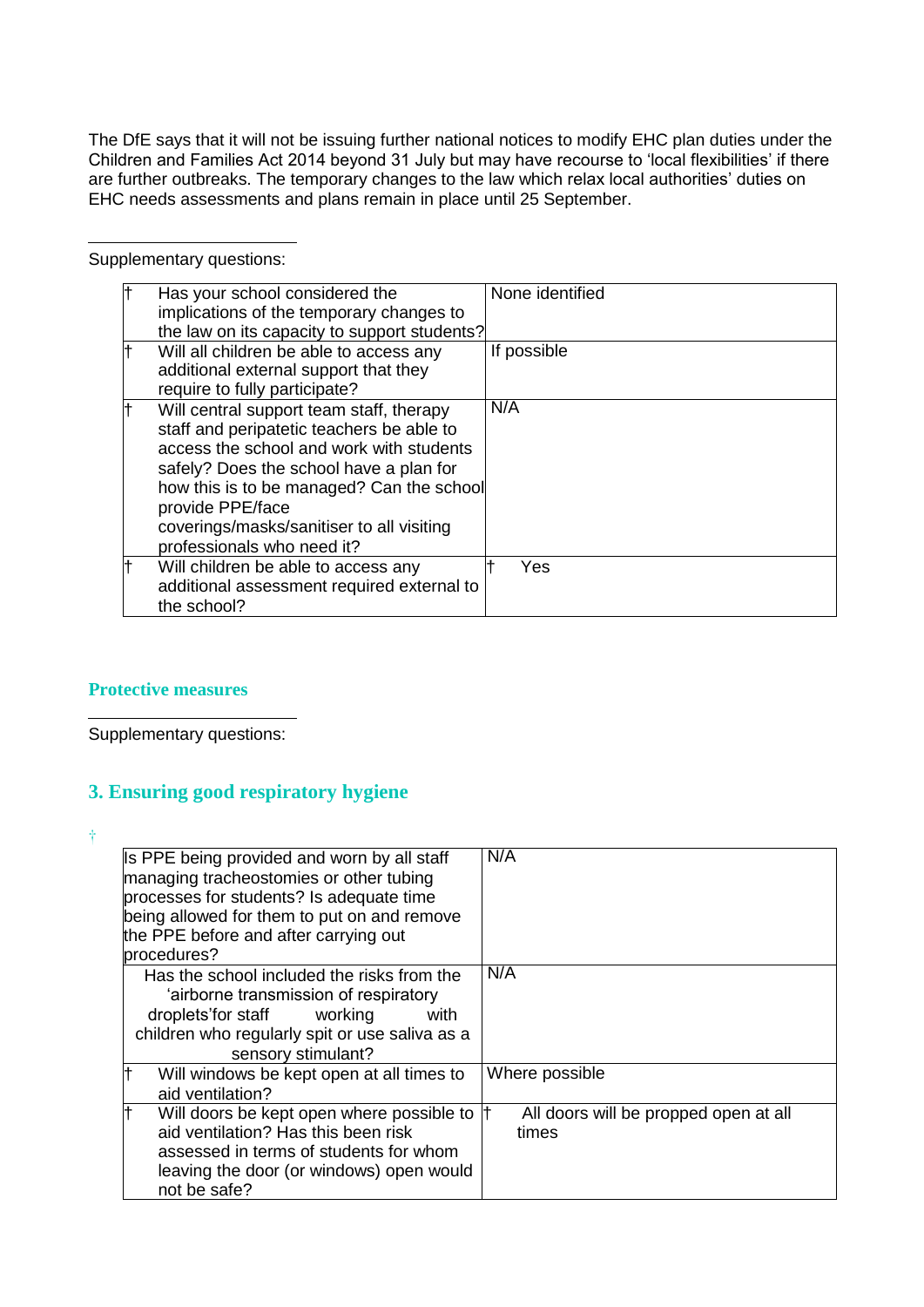The DfE says that it will not be issuing further national notices to modify EHC plan duties under the Children and Families Act 2014 beyond 31 July but may have recourse to 'local flexibilities' if there are further outbreaks. The temporary changes to the law which relax local authorities' duties on EHC needs assessments and plans remain in place until 25 September.

Supplementary questions:

| Question | Response |
|---|---|
| † Has your school considered the implications of the temporary changes to the law on its capacity to support students? | None identified |
| † Will all children be able to access any additional external support that they require to fully participate? | If possible |
| † Will central support team staff, therapy staff and peripatetic teachers be able to access the school and work with students safely? Does the school have a plan for how this is to be managed? Can the school provide PPE/face coverings/masks/sanitiser to all visiting professionals who need it? | N/A |
| † Will children be able to access any additional assessment required external to the school? | † Yes |

## Protective measures

Supplementary questions:

## 3. Ensuring good respiratory hygiene

†

| Question | Response |
|---|---|
| Is PPE being provided and worn by all staff managing tracheostomies or other tubing processes for students? Is adequate time being allowed for them to put on and remove the PPE before and after carrying out procedures? | N/A |
| Has the school included the risks from the 'airborne transmission of respiratory droplets' for staff working with children who regularly spit or use saliva as a sensory stimulant? | N/A |
| † Will windows be kept open at all times to aid ventilation? | Where possible |
| † Will doors be kept open where possible to aid ventilation? Has this been risk assessed in terms of students for whom leaving the door (or windows) open would not be safe? | † All doors will be propped open at all times |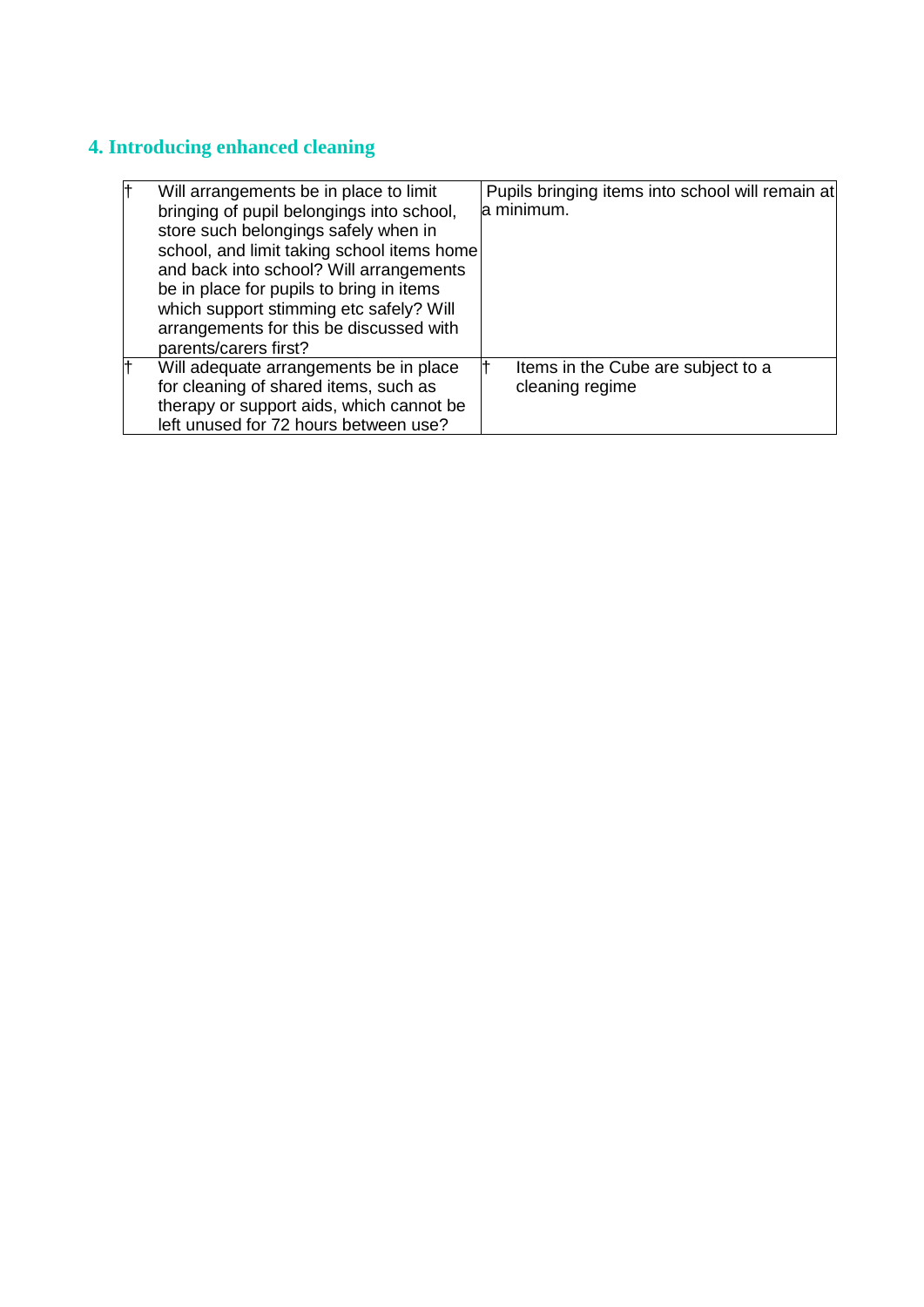## 4. Introducing enhanced cleaning

| | | |
|---|---|---|
| † | Will arrangements be in place to limit bringing of pupil belongings into school, store such belongings safely when in school, and limit taking school items home and back into school? Will arrangements be in place for pupils to bring in items which support stimming etc safely? Will arrangements for this be discussed with parents/carers first? | Pupils bringing items into school will remain at a minimum. |
| † | Will adequate arrangements be in place for cleaning of shared items, such as therapy or support aids, which cannot be left unused for 72 hours between use? | † Items in the Cube are subject to a cleaning regime |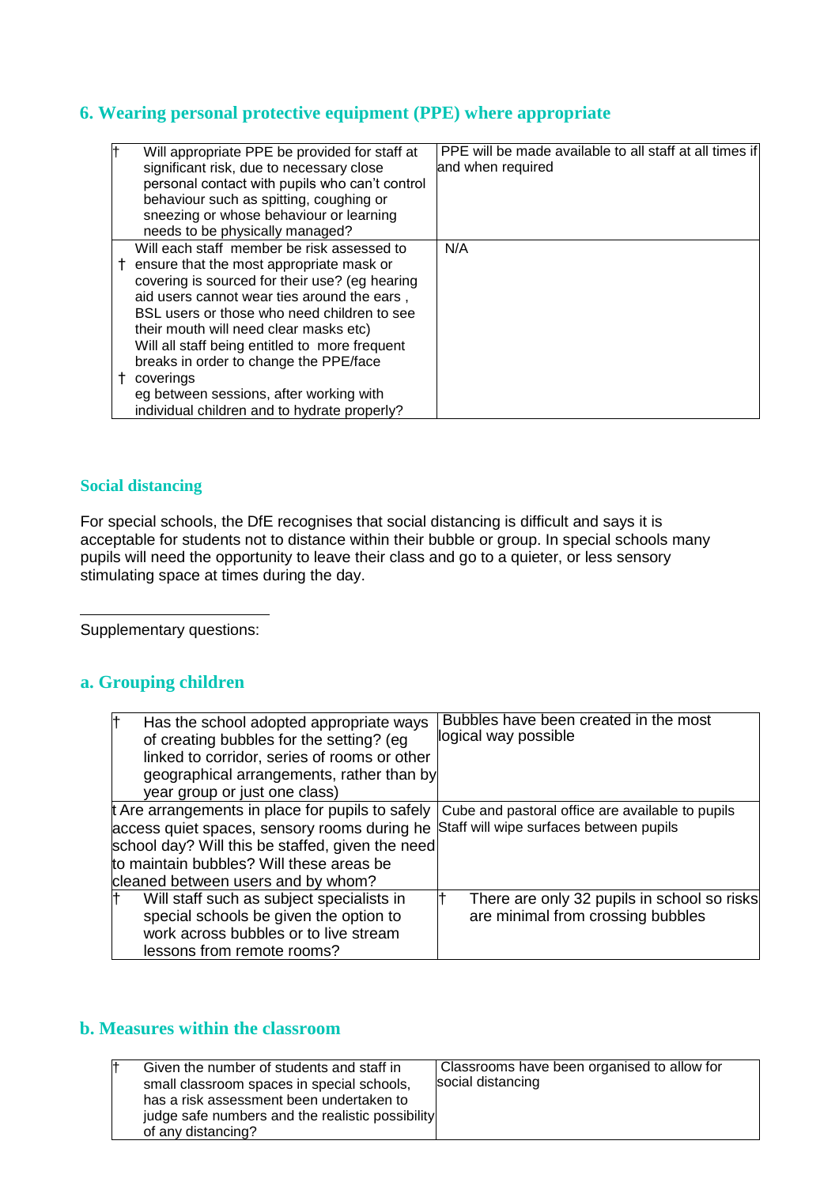## 6. Wearing personal protective equipment (PPE) where appropriate

| | |
|---|---|
| † Will appropriate PPE be provided for staff at significant risk, due to necessary close personal contact with pupils who can't control behaviour such as spitting, coughing or sneezing or whose behaviour or learning needs to be physically managed? | PPE will be made available to all staff at all times if and when required |
| † Will each staff member be risk assessed to ensure that the most appropriate mask or covering is sourced for their use? (eg hearing aid users cannot wear ties around the ears , BSL users or those who need children to see their mouth will need clear masks etc)<br>† Will all staff being entitled to more frequent breaks in order to change the PPE/face coverings eg between sessions, after working with individual children and to hydrate properly? | N/A |

### Social distancing

For special schools, the DfE recognises that social distancing is difficult and says it is acceptable for students not to distance within their bubble or group. In special schools many pupils will need the opportunity to leave their class and go to a quieter, or less sensory stimulating space at times during the day.

---

Supplementary questions:

### a. Grouping children

| | |
|---|---|
| † Has the school adopted appropriate ways of creating bubbles for the setting? (eg linked to corridor, series of rooms or other geographical arrangements, rather than by year group or just one class) | Bubbles have been created in the most logical way possible |
| † Are arrangements in place for pupils to safely access quiet spaces, sensory rooms during he school day? Will this be staffed, given the need to maintain bubbles? Will these areas be cleaned between users and by whom? | Cube and pastoral office are available to pupils<br>Staff will wipe surfaces between pupils |
| † Will staff such as subject specialists in special schools be given the option to work across bubbles or to live stream lessons from remote rooms? | † There are only 32 pupils in school so risks are minimal from crossing bubbles |

### b. Measures within the classroom

| | |
|---|---|
| † Given the number of students and staff in small classroom spaces in special schools, has a risk assessment been undertaken to judge safe numbers and the realistic possibility of any distancing? | Classrooms have been organised to allow for social distancing |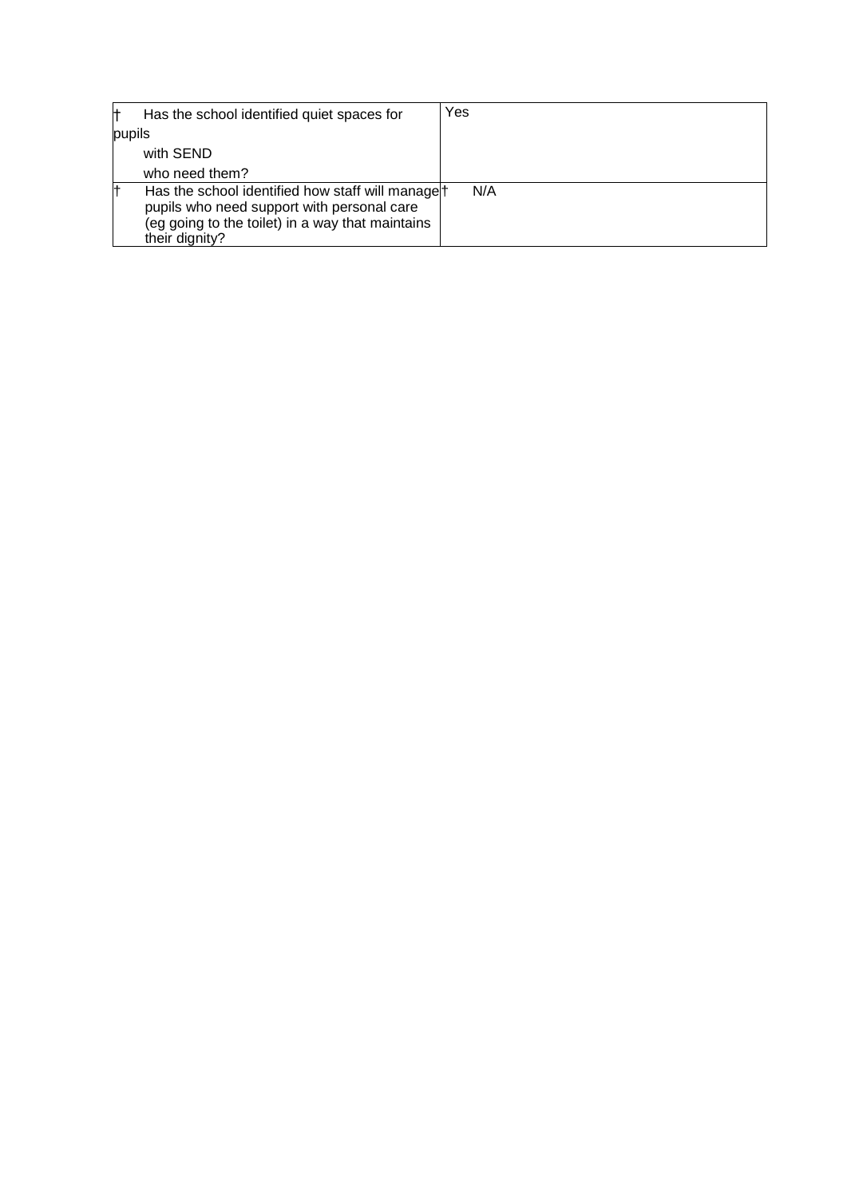| | |
|---|---|
| † Has the school identified quiet spaces for pupils with SEND who need them? | Yes |
| † Has the school identified how staff will manage pupils who need support with personal care (eg going to the toilet) in a way that maintains their dignity? | † N/A |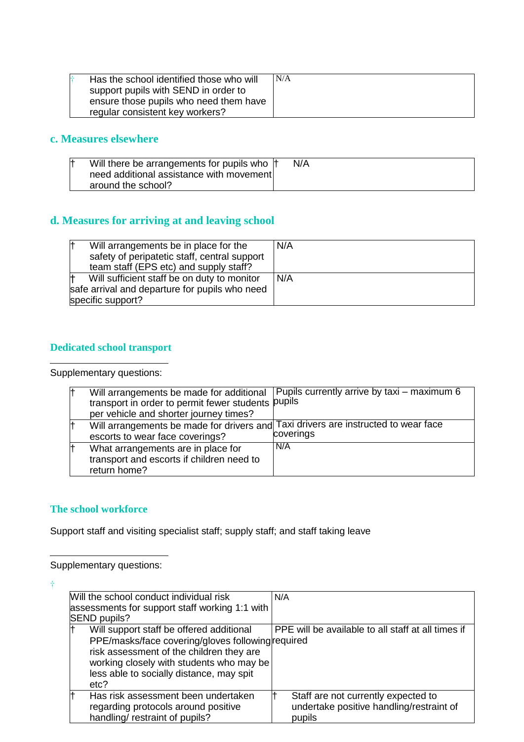| | |
|---|---|
| † Has the school identified those who will support pupils with SEND in order to ensure those pupils who need them have regular consistent key workers? | N/A |

### c. Measures elsewhere

| | |
|---|---|
| † Will there be arrangements for pupils who need additional assistance with movement around the school? | † N/A |

### d. Measures for arriving at and leaving school

| | |
|---|---|
| † Will arrangements be in place for the safety of peripatetic staff, central support team staff (EPS etc) and supply staff? | N/A |
| † Will sufficient staff be on duty to monitor safe arrival and departure for pupils who need specific support? | N/A |

### Dedicated school transport

Supplementary questions:

| | |
|---|---|
| † Will arrangements be made for additional transport in order to permit fewer students per vehicle and shorter journey times? | Pupils currently arrive by taxi – maximum 6 pupils |
| † Will arrangements be made for drivers and escorts to wear face coverings? | Taxi drivers are instructed to wear face coverings |
| † What arrangements are in place for transport and escorts if children need to return home? | N/A |

### The school workforce

Support staff and visiting specialist staff; supply staff; and staff taking leave

Supplementary questions:

†

| | |
|---|---|
| Will the school conduct individual risk assessments for support staff working 1:1 with SEND pupils? | N/A |
| † Will support staff be offered additional PPE/masks/face covering/gloves following risk assessment of the children they are working closely with students who may be less able to socially distance, may spit etc? | PPE will be available to all staff at all times if required |
| † Has risk assessment been undertaken regarding protocols around positive handling/ restraint of pupils? | † Staff are not currently expected to undertake positive handling/restraint of pupils |